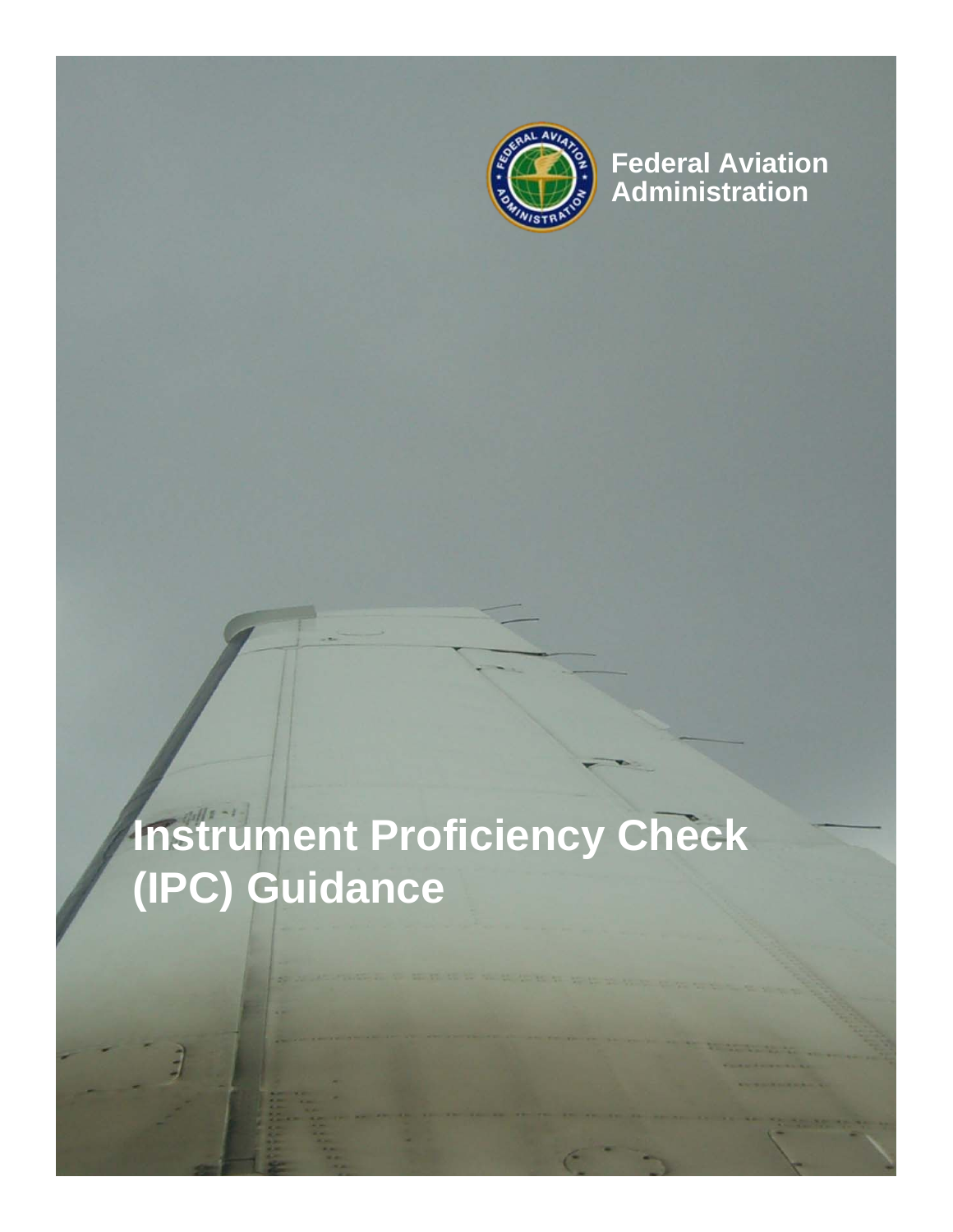Federal Aviation Administration

# Instrument Proficiency Check (IPC) Guidance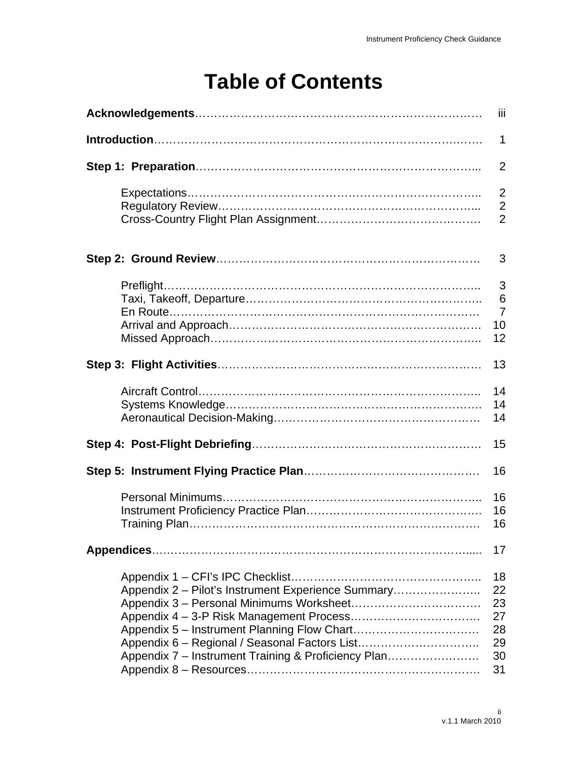# Table of Contents

**Acknowledgements**……………………………………………………………… iii

**Introduction**………………………………………………………………………… 1

**Step 1: Preparation**……………………………………………………………….. 2

- Expectations……………………………………………………………………. 2
- Regulatory Review……………………………………………………………... 2
- Cross-Country Flight Plan Assignment………………………………………. 2

**Step 2: Ground Review**…………………………………………………………… 3

- Preflight………………………………………………………………………….. 3
- Taxi, Takeoff, Departure……………………………………………………….. 6
- En Route………………………………………………………………………… 7
- Arrival and Approach………………………………………………………….. 10
- Missed Approach……………………………………………………………….. 12

**Step 3: Flight Activities**…………………………………………………………… 13

- Aircraft Control…………………………………………………………………. 14
- Systems Knowledge……………………………………………………………. 14
- Aeronautical Decision-Making……………………………………………….. 14

**Step 4: Post-Flight Debriefing**……………………………………………………. 15

**Step 5: Instrument Flying Practice Plan**………………………………………. 16

- Personal Minimums……………………………………………………………. 16
- Instrument Proficiency Practice Plan………………………………………… 16
- Training Plan…………………………………………………………………… 16

**Appendices**……………………………………………………………………….... 17

- Appendix 1 – CFI's IPC Checklist…………………………………………….. 18
- Appendix 2 – Pilot's Instrument Experience Summary…………………..... 22
- Appendix 3 – Personal Minimums Worksheet……………………………… 23
- Appendix 4 – 3-P Risk Management Process……………………………… 27
- Appendix 5 – Instrument Planning Flow Chart…………………………… 28
- Appendix 6 – Regional / Seasonal Factors List…………………………….. 29
- Appendix 7 – Instrument Training & Proficiency Plan…………………… 30
- Appendix 8 – Resources……………………………………………………… 31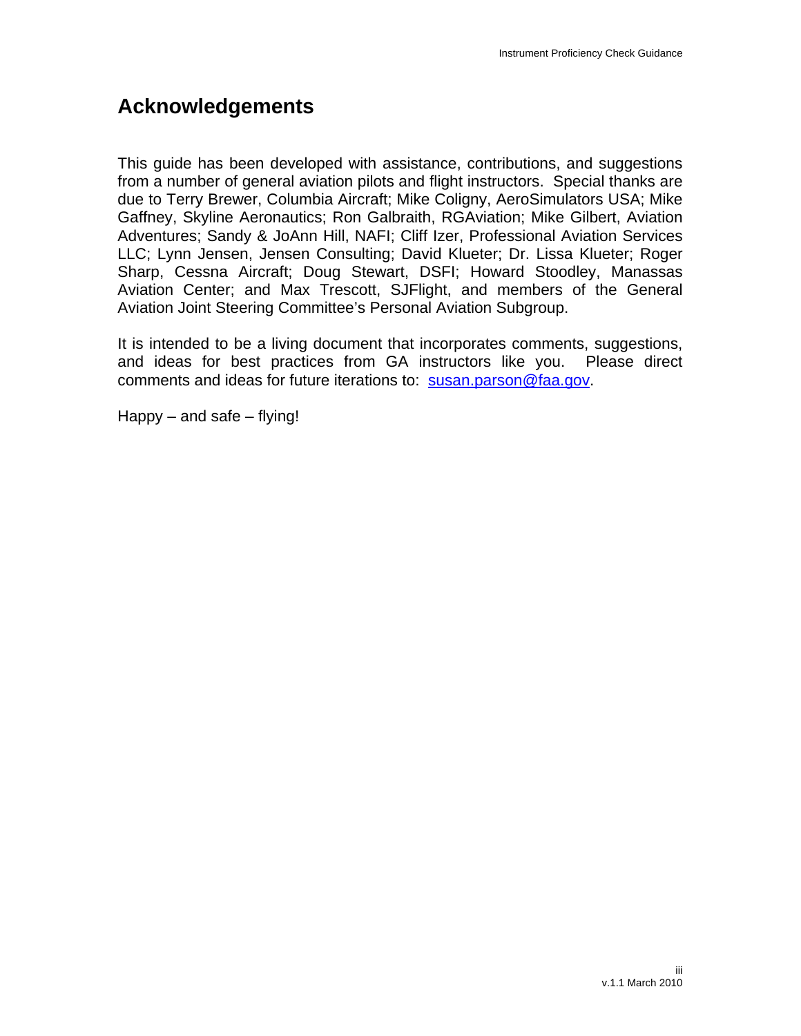# Acknowledgements

This guide has been developed with assistance, contributions, and suggestions from a number of general aviation pilots and flight instructors. Special thanks are due to Terry Brewer, Columbia Aircraft; Mike Coligny, AeroSimulators USA; Mike Gaffney, Skyline Aeronautics; Ron Galbraith, RGAviation; Mike Gilbert, Aviation Adventures; Sandy & JoAnn Hill, NAFI; Cliff Izer, Professional Aviation Services LLC; Lynn Jensen, Jensen Consulting; David Klueter; Dr. Lissa Klueter; Roger Sharp, Cessna Aircraft; Doug Stewart, DSFI; Howard Stoodley, Manassas Aviation Center; and Max Trescott, SJFlight, and members of the General Aviation Joint Steering Committee's Personal Aviation Subgroup.

It is intended to be a living document that incorporates comments, suggestions, and ideas for best practices from GA instructors like you. Please direct comments and ideas for future iterations to: susan.parson@faa.gov.

Happy – and safe – flying!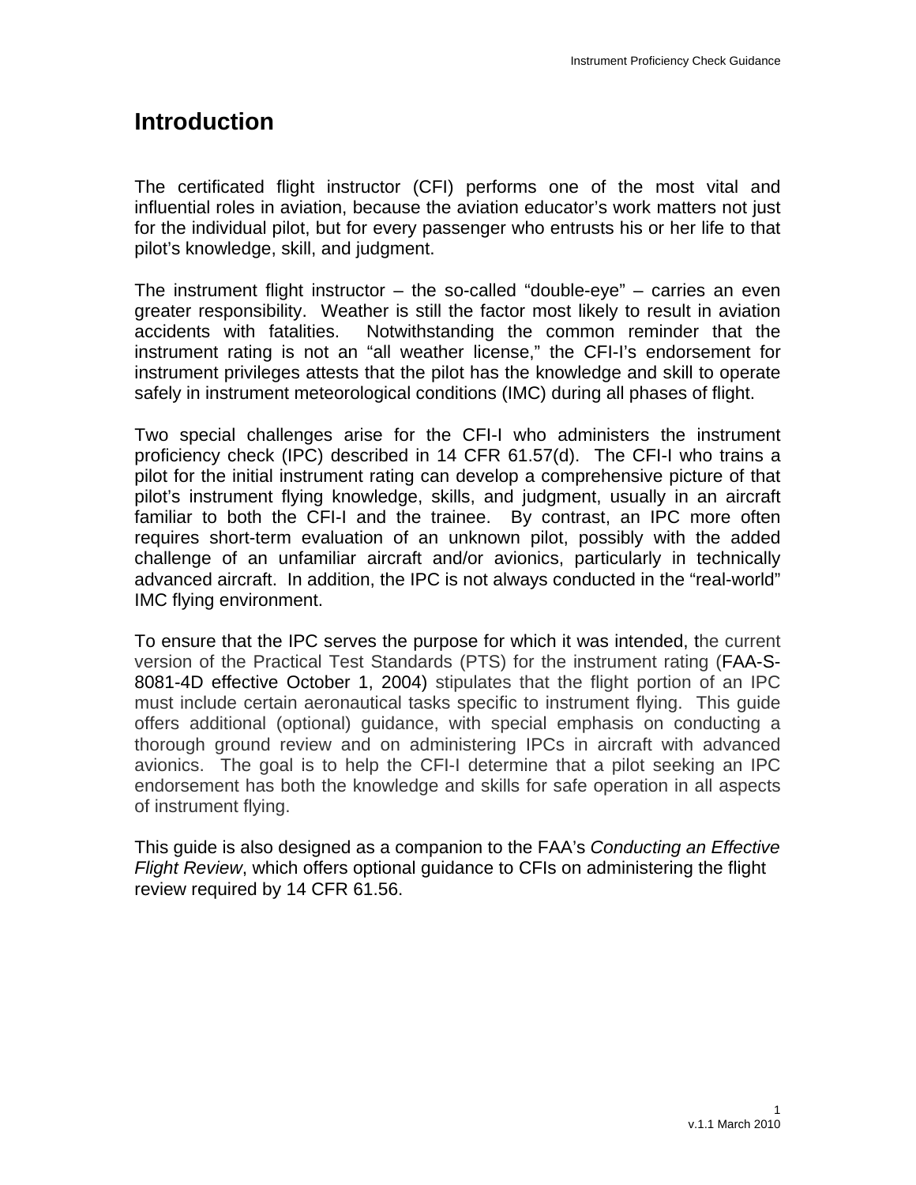# Introduction

The certificated flight instructor (CFI) performs one of the most vital and influential roles in aviation, because the aviation educator's work matters not just for the individual pilot, but for every passenger who entrusts his or her life to that pilot's knowledge, skill, and judgment.

The instrument flight instructor – the so-called "double-eye" – carries an even greater responsibility. Weather is still the factor most likely to result in aviation accidents with fatalities. Notwithstanding the common reminder that the instrument rating is not an "all weather license," the CFI-I's endorsement for instrument privileges attests that the pilot has the knowledge and skill to operate safely in instrument meteorological conditions (IMC) during all phases of flight.

Two special challenges arise for the CFI-I who administers the instrument proficiency check (IPC) described in 14 CFR 61.57(d). The CFI-I who trains a pilot for the initial instrument rating can develop a comprehensive picture of that pilot's instrument flying knowledge, skills, and judgment, usually in an aircraft familiar to both the CFI-I and the trainee. By contrast, an IPC more often requires short-term evaluation of an unknown pilot, possibly with the added challenge of an unfamiliar aircraft and/or avionics, particularly in technically advanced aircraft. In addition, the IPC is not always conducted in the "real-world" IMC flying environment.

To ensure that the IPC serves the purpose for which it was intended, the current version of the Practical Test Standards (PTS) for the instrument rating (FAA-S-8081-4D effective October 1, 2004) stipulates that the flight portion of an IPC must include certain aeronautical tasks specific to instrument flying. This guide offers additional (optional) guidance, with special emphasis on conducting a thorough ground review and on administering IPCs in aircraft with advanced avionics. The goal is to help the CFI-I determine that a pilot seeking an IPC endorsement has both the knowledge and skills for safe operation in all aspects of instrument flying.

This guide is also designed as a companion to the FAA's *Conducting an Effective Flight Review*, which offers optional guidance to CFIs on administering the flight review required by 14 CFR 61.56.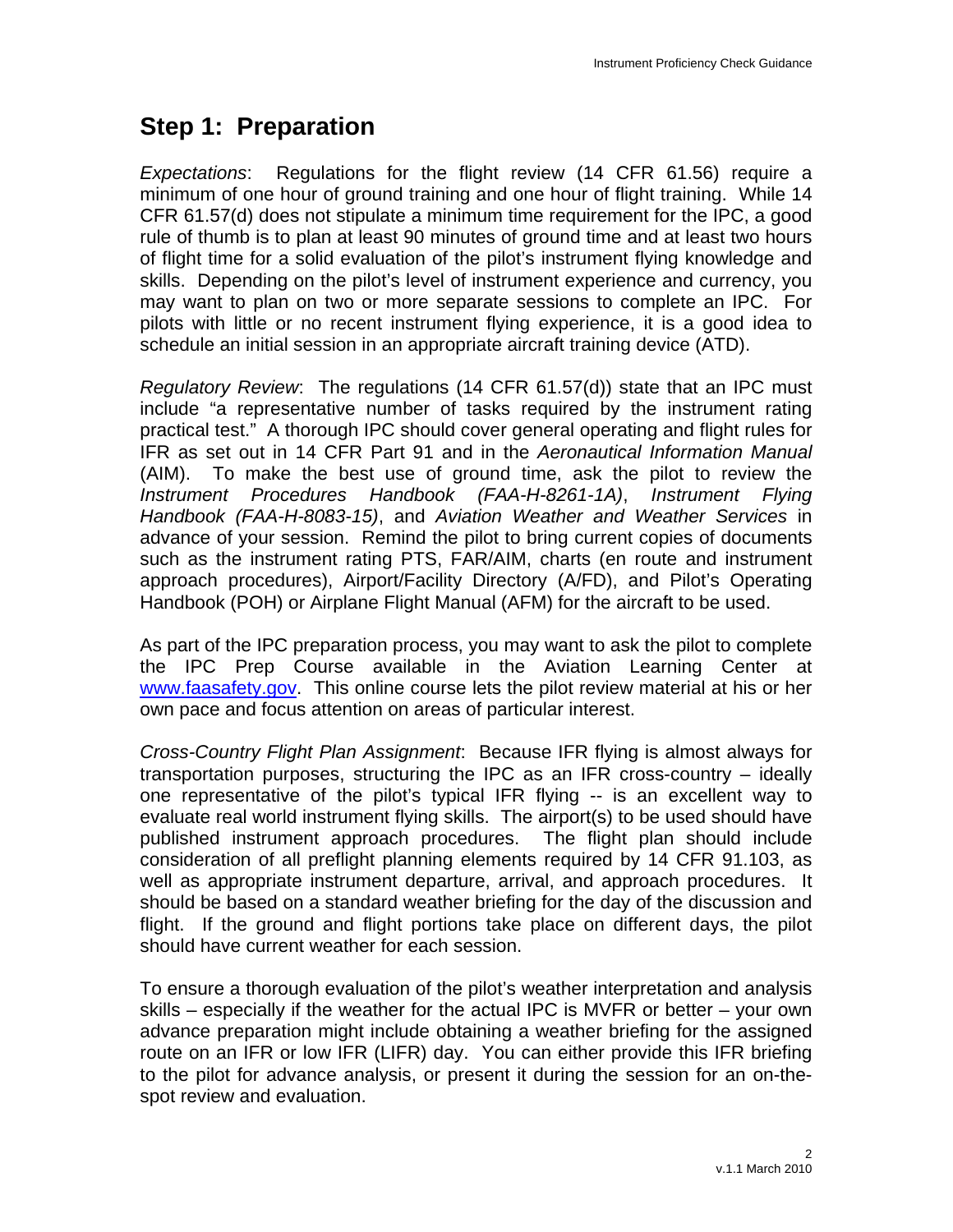## Step 1: Preparation

*Expectations*: Regulations for the flight review (14 CFR 61.56) require a minimum of one hour of ground training and one hour of flight training. While 14 CFR 61.57(d) does not stipulate a minimum time requirement for the IPC, a good rule of thumb is to plan at least 90 minutes of ground time and at least two hours of flight time for a solid evaluation of the pilot's instrument flying knowledge and skills. Depending on the pilot's level of instrument experience and currency, you may want to plan on two or more separate sessions to complete an IPC. For pilots with little or no recent instrument flying experience, it is a good idea to schedule an initial session in an appropriate aircraft training device (ATD).

*Regulatory Review*: The regulations (14 CFR 61.57(d)) state that an IPC must include "a representative number of tasks required by the instrument rating practical test." A thorough IPC should cover general operating and flight rules for IFR as set out in 14 CFR Part 91 and in the *Aeronautical Information Manual* (AIM). To make the best use of ground time, ask the pilot to review the *Instrument Procedures Handbook (FAA-H-8261-1A)*, *Instrument Flying Handbook (FAA-H-8083-15)*, and *Aviation Weather and Weather Services* in advance of your session. Remind the pilot to bring current copies of documents such as the instrument rating PTS, FAR/AIM, charts (en route and instrument approach procedures), Airport/Facility Directory (A/FD), and Pilot's Operating Handbook (POH) or Airplane Flight Manual (AFM) for the aircraft to be used.

As part of the IPC preparation process, you may want to ask the pilot to complete the IPC Prep Course available in the Aviation Learning Center at www.faasafety.gov. This online course lets the pilot review material at his or her own pace and focus attention on areas of particular interest.

*Cross-Country Flight Plan Assignment*: Because IFR flying is almost always for transportation purposes, structuring the IPC as an IFR cross-country – ideally one representative of the pilot's typical IFR flying -- is an excellent way to evaluate real world instrument flying skills. The airport(s) to be used should have published instrument approach procedures. The flight plan should include consideration of all preflight planning elements required by 14 CFR 91.103, as well as appropriate instrument departure, arrival, and approach procedures. It should be based on a standard weather briefing for the day of the discussion and flight. If the ground and flight portions take place on different days, the pilot should have current weather for each session.

To ensure a thorough evaluation of the pilot's weather interpretation and analysis skills – especially if the weather for the actual IPC is MVFR or better – your own advance preparation might include obtaining a weather briefing for the assigned route on an IFR or low IFR (LIFR) day. You can either provide this IFR briefing to the pilot for advance analysis, or present it during the session for an on-the-spot review and evaluation.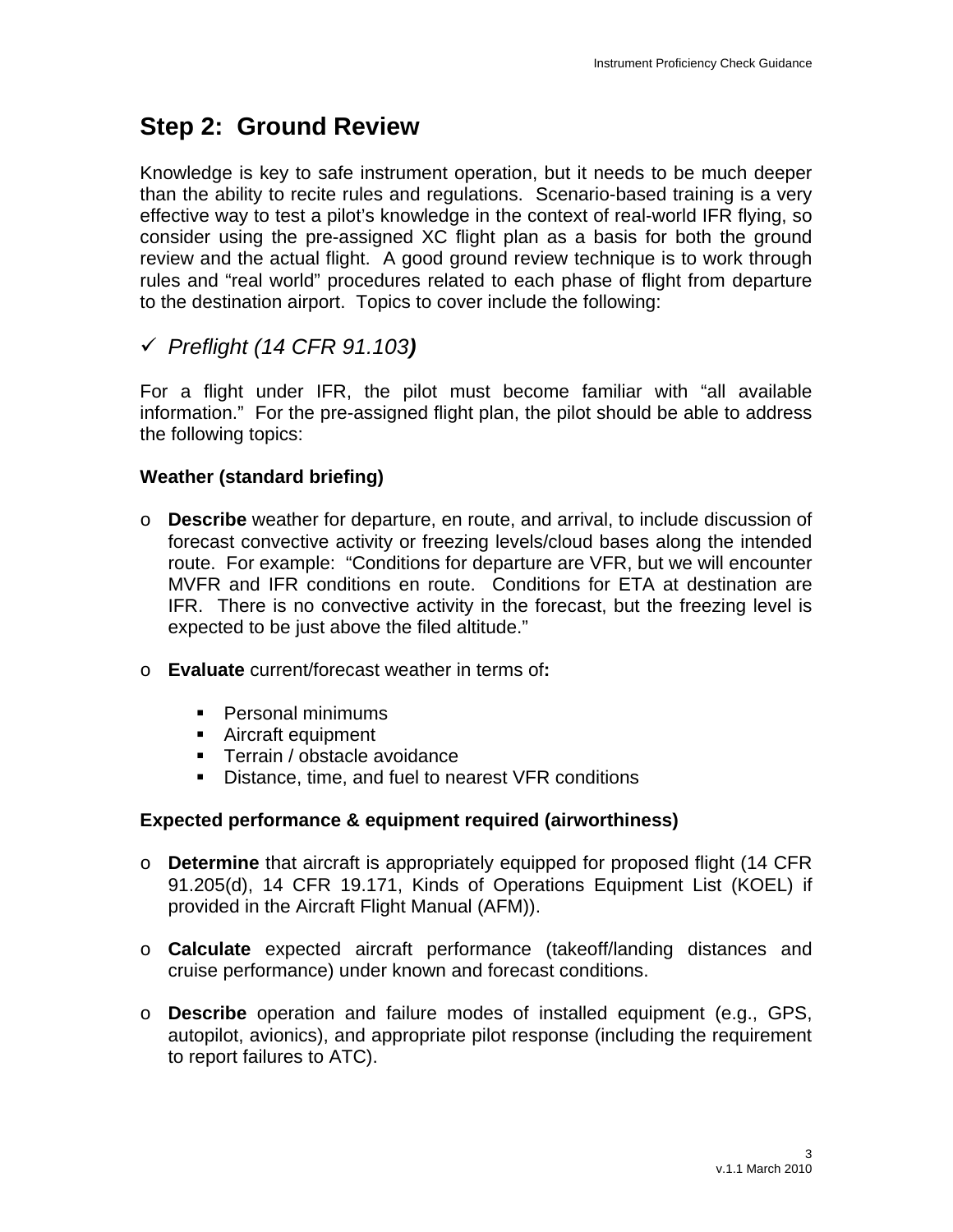## Step 2: Ground Review

Knowledge is key to safe instrument operation, but it needs to be much deeper than the ability to recite rules and regulations. Scenario-based training is a very effective way to test a pilot's knowledge in the context of real-world IFR flying, so consider using the pre-assigned XC flight plan as a basis for both the ground review and the actual flight. A good ground review technique is to work through rules and "real world" procedures related to each phase of flight from departure to the destination airport. Topics to cover include the following:

### ✓ *Preflight (14 CFR 91.103)*

For a flight under IFR, the pilot must become familiar with "all available information." For the pre-assigned flight plan, the pilot should be able to address the following topics:

**Weather (standard briefing)**

- **Describe** weather for departure, en route, and arrival, to include discussion of forecast convective activity or freezing levels/cloud bases along the intended route. For example: "Conditions for departure are VFR, but we will encounter MVFR and IFR conditions en route. Conditions for ETA at destination are IFR. There is no convective activity in the forecast, but the freezing level is expected to be just above the filed altitude."

- **Evaluate** current/forecast weather in terms of**:**
  - Personal minimums
  - Aircraft equipment
  - Terrain / obstacle avoidance
  - Distance, time, and fuel to nearest VFR conditions

**Expected performance & equipment required (airworthiness)**

- **Determine** that aircraft is appropriately equipped for proposed flight (14 CFR 91.205(d), 14 CFR 19.171, Kinds of Operations Equipment List (KOEL) if provided in the Aircraft Flight Manual (AFM)).

- **Calculate** expected aircraft performance (takeoff/landing distances and cruise performance) under known and forecast conditions.

- **Describe** operation and failure modes of installed equipment (e.g., GPS, autopilot, avionics), and appropriate pilot response (including the requirement to report failures to ATC).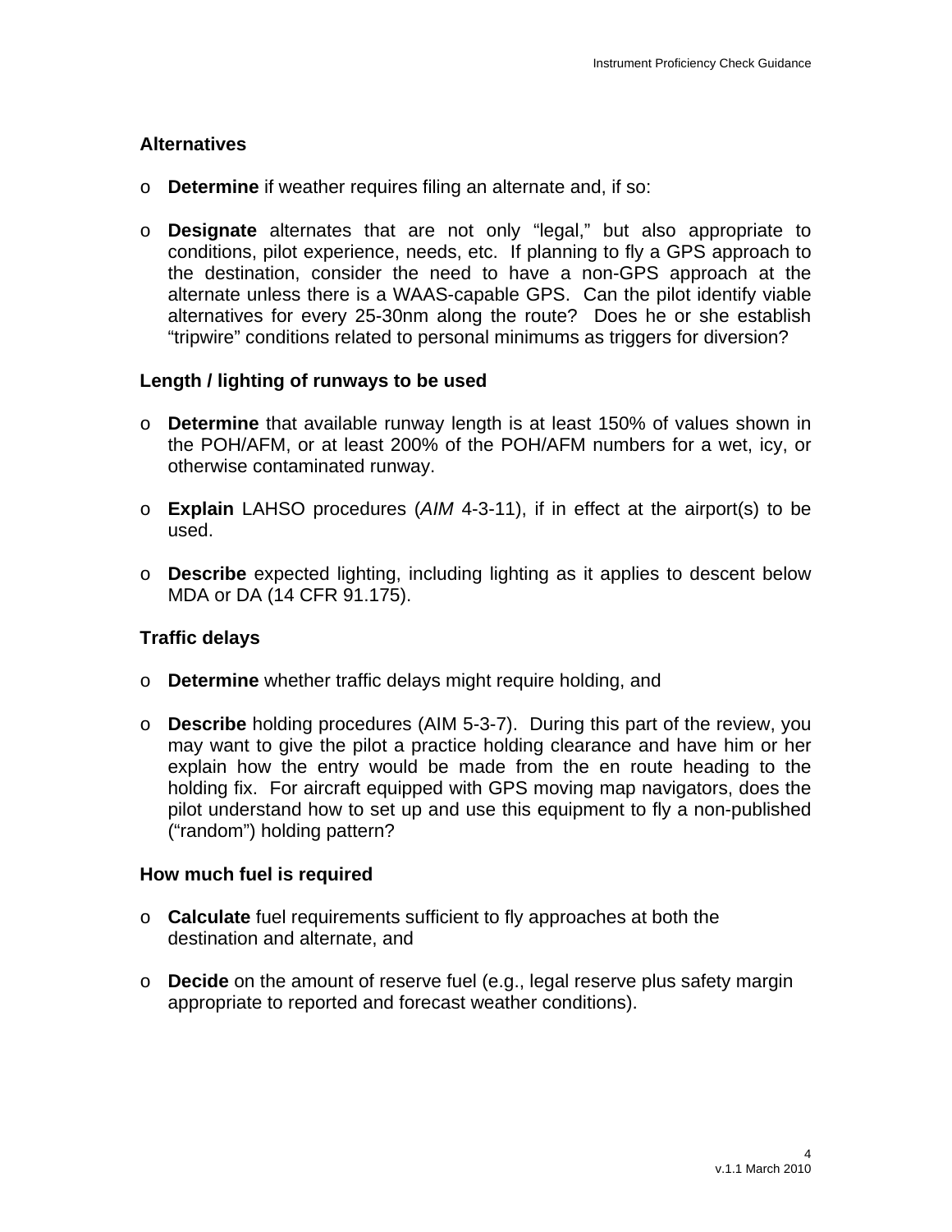### Alternatives

- **Determine** if weather requires filing an alternate and, if so:

- **Designate** alternates that are not only "legal," but also appropriate to conditions, pilot experience, needs, etc. If planning to fly a GPS approach to the destination, consider the need to have a non-GPS approach at the alternate unless there is a WAAS-capable GPS. Can the pilot identify viable alternatives for every 25-30nm along the route? Does he or she establish "tripwire" conditions related to personal minimums as triggers for diversion?

### Length / lighting of runways to be used

- **Determine** that available runway length is at least 150% of values shown in the POH/AFM, or at least 200% of the POH/AFM numbers for a wet, icy, or otherwise contaminated runway.

- **Explain** LAHSO procedures (*AIM* 4-3-11), if in effect at the airport(s) to be used.

- **Describe** expected lighting, including lighting as it applies to descent below MDA or DA (14 CFR 91.175).

### Traffic delays

- **Determine** whether traffic delays might require holding, and

- **Describe** holding procedures (AIM 5-3-7). During this part of the review, you may want to give the pilot a practice holding clearance and have him or her explain how the entry would be made from the en route heading to the holding fix. For aircraft equipped with GPS moving map navigators, does the pilot understand how to set up and use this equipment to fly a non-published ("random") holding pattern?

### How much fuel is required

- **Calculate** fuel requirements sufficient to fly approaches at both the destination and alternate, and

- **Decide** on the amount of reserve fuel (e.g., legal reserve plus safety margin appropriate to reported and forecast weather conditions).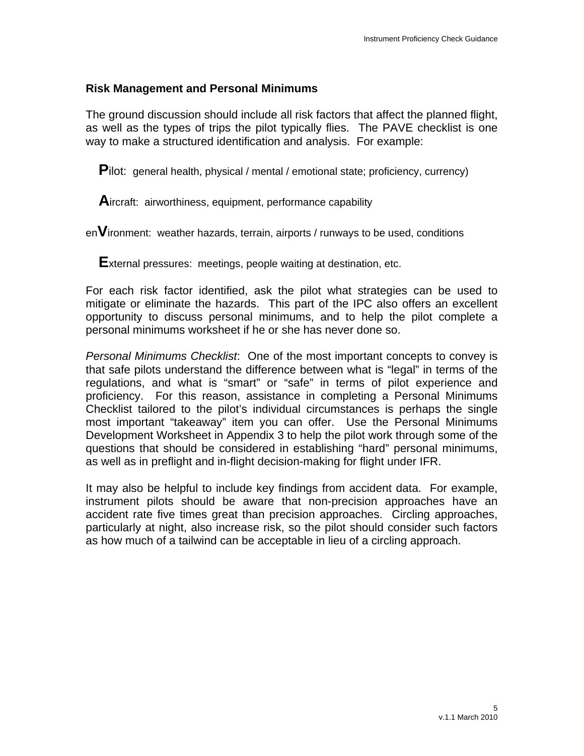### Risk Management and Personal Minimums

The ground discussion should include all risk factors that affect the planned flight, as well as the types of trips the pilot typically flies. The PAVE checklist is one way to make a structured identification and analysis. For example:

**P**ilot: general health, physical / mental / emotional state; proficiency, currency)

**A**ircraft: airworthiness, equipment, performance capability

en**V**ironment: weather hazards, terrain, airports / runways to be used, conditions

**E**xternal pressures: meetings, people waiting at destination, etc.

For each risk factor identified, ask the pilot what strategies can be used to mitigate or eliminate the hazards. This part of the IPC also offers an excellent opportunity to discuss personal minimums, and to help the pilot complete a personal minimums worksheet if he or she has never done so.

*Personal Minimums Checklist*: One of the most important concepts to convey is that safe pilots understand the difference between what is "legal" in terms of the regulations, and what is "smart" or "safe" in terms of pilot experience and proficiency. For this reason, assistance in completing a Personal Minimums Checklist tailored to the pilot's individual circumstances is perhaps the single most important "takeaway" item you can offer. Use the Personal Minimums Development Worksheet in Appendix 3 to help the pilot work through some of the questions that should be considered in establishing "hard" personal minimums, as well as in preflight and in-flight decision-making for flight under IFR.

It may also be helpful to include key findings from accident data. For example, instrument pilots should be aware that non-precision approaches have an accident rate five times great than precision approaches. Circling approaches, particularly at night, also increase risk, so the pilot should consider such factors as how much of a tailwind can be acceptable in lieu of a circling approach.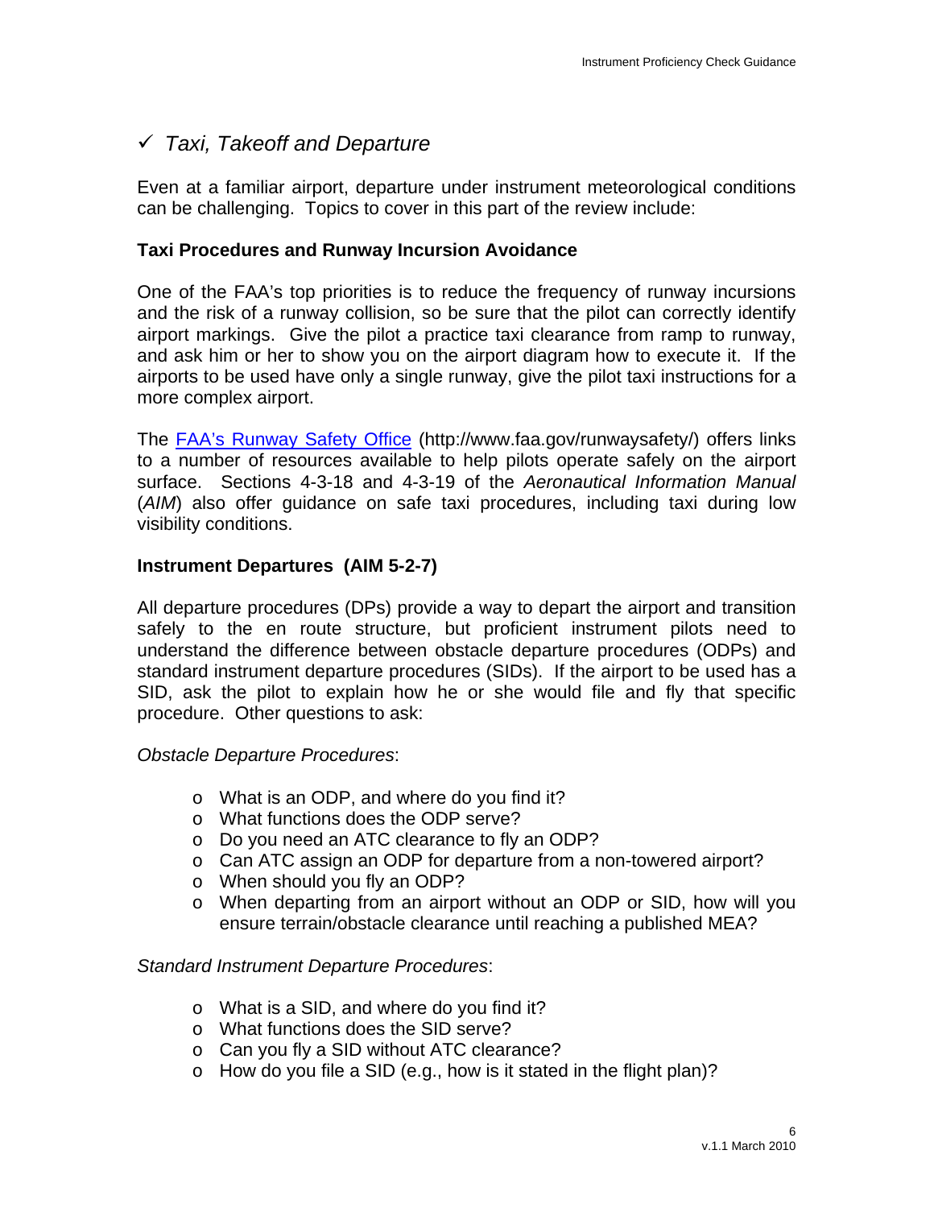## ✓ *Taxi, Takeoff and Departure*

Even at a familiar airport, departure under instrument meteorological conditions can be challenging. Topics to cover in this part of the review include:

### Taxi Procedures and Runway Incursion Avoidance

One of the FAA's top priorities is to reduce the frequency of runway incursions and the risk of a runway collision, so be sure that the pilot can correctly identify airport markings. Give the pilot a practice taxi clearance from ramp to runway, and ask him or her to show you on the airport diagram how to execute it. If the airports to be used have only a single runway, give the pilot taxi instructions for a more complex airport.

The [FAA's Runway Safety Office](http://www.faa.gov/runwaysafety/) (http://www.faa.gov/runwaysafety/) offers links to a number of resources available to help pilots operate safely on the airport surface. Sections 4-3-18 and 4-3-19 of the *Aeronautical Information Manual* (*AIM*) also offer guidance on safe taxi procedures, including taxi during low visibility conditions.

### Instrument Departures (AIM 5-2-7)

All departure procedures (DPs) provide a way to depart the airport and transition safely to the en route structure, but proficient instrument pilots need to understand the difference between obstacle departure procedures (ODPs) and standard instrument departure procedures (SIDs). If the airport to be used has a SID, ask the pilot to explain how he or she would file and fly that specific procedure. Other questions to ask:

*Obstacle Departure Procedures*:

- What is an ODP, and where do you find it?
- What functions does the ODP serve?
- Do you need an ATC clearance to fly an ODP?
- Can ATC assign an ODP for departure from a non-towered airport?
- When should you fly an ODP?
- When departing from an airport without an ODP or SID, how will you ensure terrain/obstacle clearance until reaching a published MEA?

*Standard Instrument Departure Procedures*:

- What is a SID, and where do you find it?
- What functions does the SID serve?
- Can you fly a SID without ATC clearance?
- How do you file a SID (e.g., how is it stated in the flight plan)?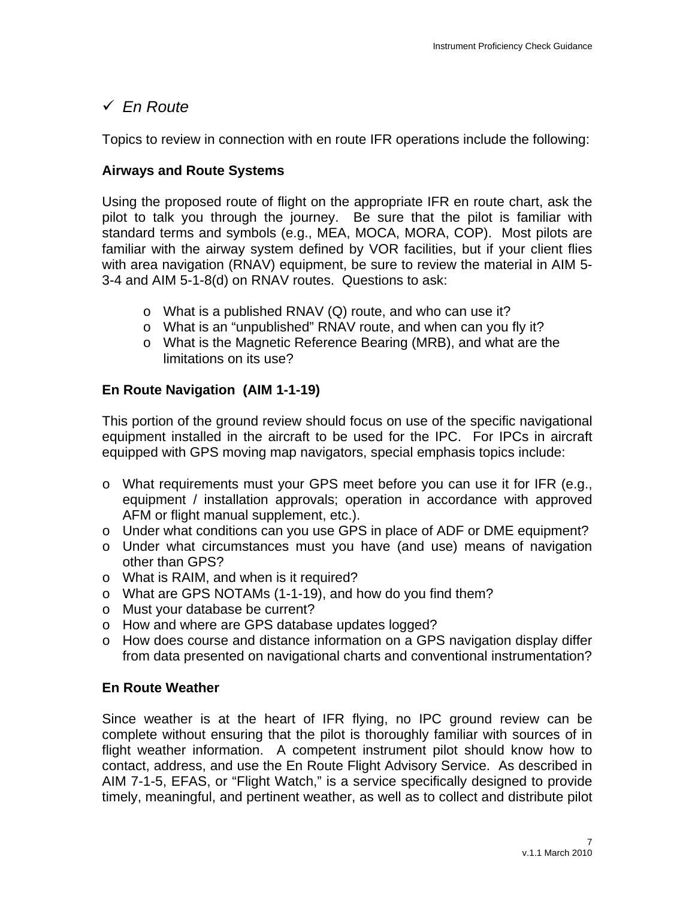## ✓ *En Route*

Topics to review in connection with en route IFR operations include the following:

**Airways and Route Systems**

Using the proposed route of flight on the appropriate IFR en route chart, ask the pilot to talk you through the journey. Be sure that the pilot is familiar with standard terms and symbols (e.g., MEA, MOCA, MORA, COP). Most pilots are familiar with the airway system defined by VOR facilities, but if your client flies with area navigation (RNAV) equipment, be sure to review the material in AIM 5-3-4 and AIM 5-1-8(d) on RNAV routes. Questions to ask:

- What is a published RNAV (Q) route, and who can use it?
- What is an "unpublished" RNAV route, and when can you fly it?
- What is the Magnetic Reference Bearing (MRB), and what are the limitations on its use?

**En Route Navigation (AIM 1-1-19)**

This portion of the ground review should focus on use of the specific navigational equipment installed in the aircraft to be used for the IPC. For IPCs in aircraft equipped with GPS moving map navigators, special emphasis topics include:

- What requirements must your GPS meet before you can use it for IFR (e.g., equipment / installation approvals; operation in accordance with approved AFM or flight manual supplement, etc.).
- Under what conditions can you use GPS in place of ADF or DME equipment?
- Under what circumstances must you have (and use) means of navigation other than GPS?
- What is RAIM, and when is it required?
- What are GPS NOTAMs (1-1-19), and how do you find them?
- Must your database be current?
- How and where are GPS database updates logged?
- How does course and distance information on a GPS navigation display differ from data presented on navigational charts and conventional instrumentation?

**En Route Weather**

Since weather is at the heart of IFR flying, no IPC ground review can be complete without ensuring that the pilot is thoroughly familiar with sources of in flight weather information. A competent instrument pilot should know how to contact, address, and use the En Route Flight Advisory Service. As described in AIM 7-1-5, EFAS, or "Flight Watch," is a service specifically designed to provide timely, meaningful, and pertinent weather, as well as to collect and distribute pilot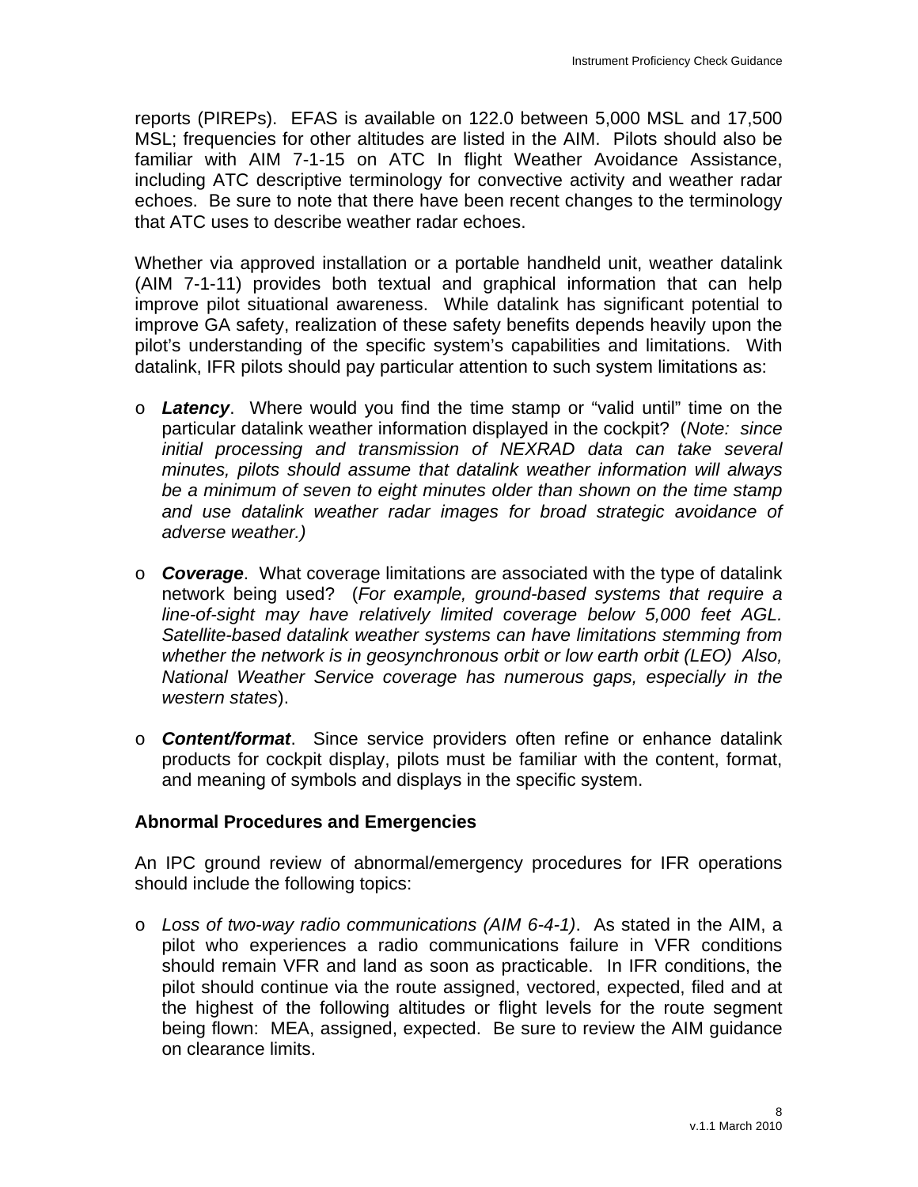reports (PIREPs). EFAS is available on 122.0 between 5,000 MSL and 17,500 MSL; frequencies for other altitudes are listed in the AIM. Pilots should also be familiar with AIM 7-1-15 on ATC In flight Weather Avoidance Assistance, including ATC descriptive terminology for convective activity and weather radar echoes. Be sure to note that there have been recent changes to the terminology that ATC uses to describe weather radar echoes.

Whether via approved installation or a portable handheld unit, weather datalink (AIM 7-1-11) provides both textual and graphical information that can help improve pilot situational awareness. While datalink has significant potential to improve GA safety, realization of these safety benefits depends heavily upon the pilot's understanding of the specific system's capabilities and limitations. With datalink, IFR pilots should pay particular attention to such system limitations as:

- ***Latency***. Where would you find the time stamp or "valid until" time on the particular datalink weather information displayed in the cockpit? (*Note: since initial processing and transmission of NEXRAD data can take several minutes, pilots should assume that datalink weather information will always be a minimum of seven to eight minutes older than shown on the time stamp and use datalink weather radar images for broad strategic avoidance of adverse weather.)*
- ***Coverage***. What coverage limitations are associated with the type of datalink network being used? (*For example, ground-based systems that require a line-of-sight may have relatively limited coverage below 5,000 feet AGL. Satellite-based datalink weather systems can have limitations stemming from whether the network is in geosynchronous orbit or low earth orbit (LEO) Also, National Weather Service coverage has numerous gaps, especially in the western states*).
- ***Content/format***. Since service providers often refine or enhance datalink products for cockpit display, pilots must be familiar with the content, format, and meaning of symbols and displays in the specific system.

**Abnormal Procedures and Emergencies**

An IPC ground review of abnormal/emergency procedures for IFR operations should include the following topics:

- *Loss of two-way radio communications (AIM 6-4-1)*. As stated in the AIM, a pilot who experiences a radio communications failure in VFR conditions should remain VFR and land as soon as practicable. In IFR conditions, the pilot should continue via the route assigned, vectored, expected, filed and at the highest of the following altitudes or flight levels for the route segment being flown: MEA, assigned, expected. Be sure to review the AIM guidance on clearance limits.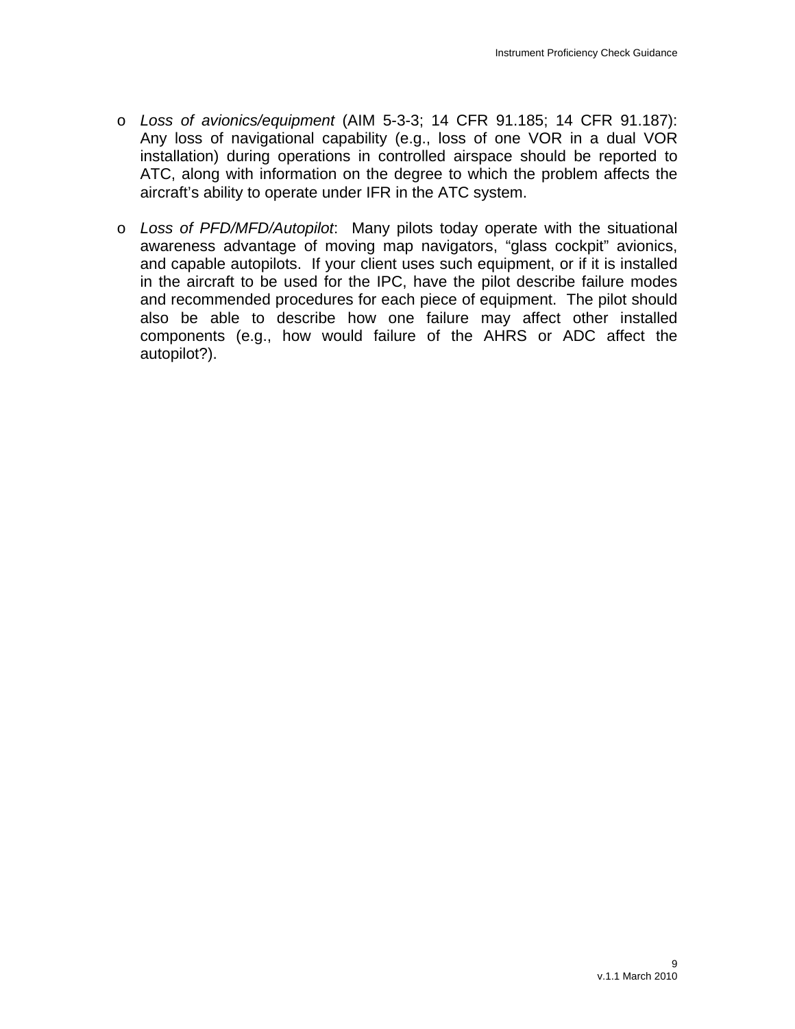- *Loss of avionics/equipment* (AIM 5-3-3; 14 CFR 91.185; 14 CFR 91.187): Any loss of navigational capability (e.g., loss of one VOR in a dual VOR installation) during operations in controlled airspace should be reported to ATC, along with information on the degree to which the problem affects the aircraft's ability to operate under IFR in the ATC system.

- *Loss of PFD/MFD/Autopilot*: Many pilots today operate with the situational awareness advantage of moving map navigators, "glass cockpit" avionics, and capable autopilots. If your client uses such equipment, or if it is installed in the aircraft to be used for the IPC, have the pilot describe failure modes and recommended procedures for each piece of equipment. The pilot should also be able to describe how one failure may affect other installed components (e.g., how would failure of the AHRS or ADC affect the autopilot?).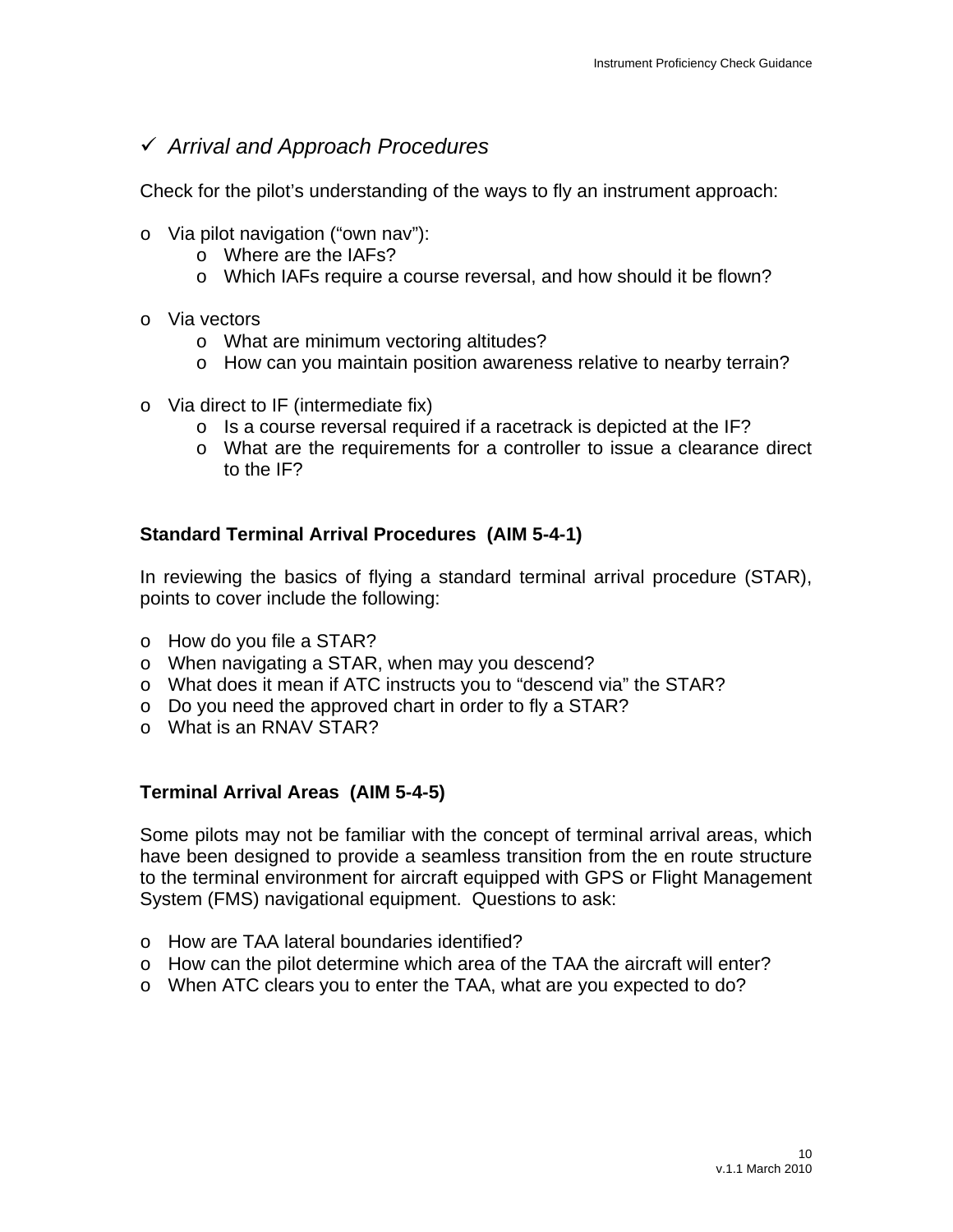## ✓ *Arrival and Approach Procedures*

Check for the pilot's understanding of the ways to fly an instrument approach:

- Via pilot navigation ("own nav"):
  - Where are the IAFs?
  - Which IAFs require a course reversal, and how should it be flown?

- Via vectors
  - What are minimum vectoring altitudes?
  - How can you maintain position awareness relative to nearby terrain?

- Via direct to IF (intermediate fix)
  - Is a course reversal required if a racetrack is depicted at the IF?
  - What are the requirements for a controller to issue a clearance direct to the IF?

### Standard Terminal Arrival Procedures (AIM 5-4-1)

In reviewing the basics of flying a standard terminal arrival procedure (STAR), points to cover include the following:

- How do you file a STAR?
- When navigating a STAR, when may you descend?
- What does it mean if ATC instructs you to "descend via" the STAR?
- Do you need the approved chart in order to fly a STAR?
- What is an RNAV STAR?

### Terminal Arrival Areas (AIM 5-4-5)

Some pilots may not be familiar with the concept of terminal arrival areas, which have been designed to provide a seamless transition from the en route structure to the terminal environment for aircraft equipped with GPS or Flight Management System (FMS) navigational equipment. Questions to ask:

- How are TAA lateral boundaries identified?
- How can the pilot determine which area of the TAA the aircraft will enter?
- When ATC clears you to enter the TAA, what are you expected to do?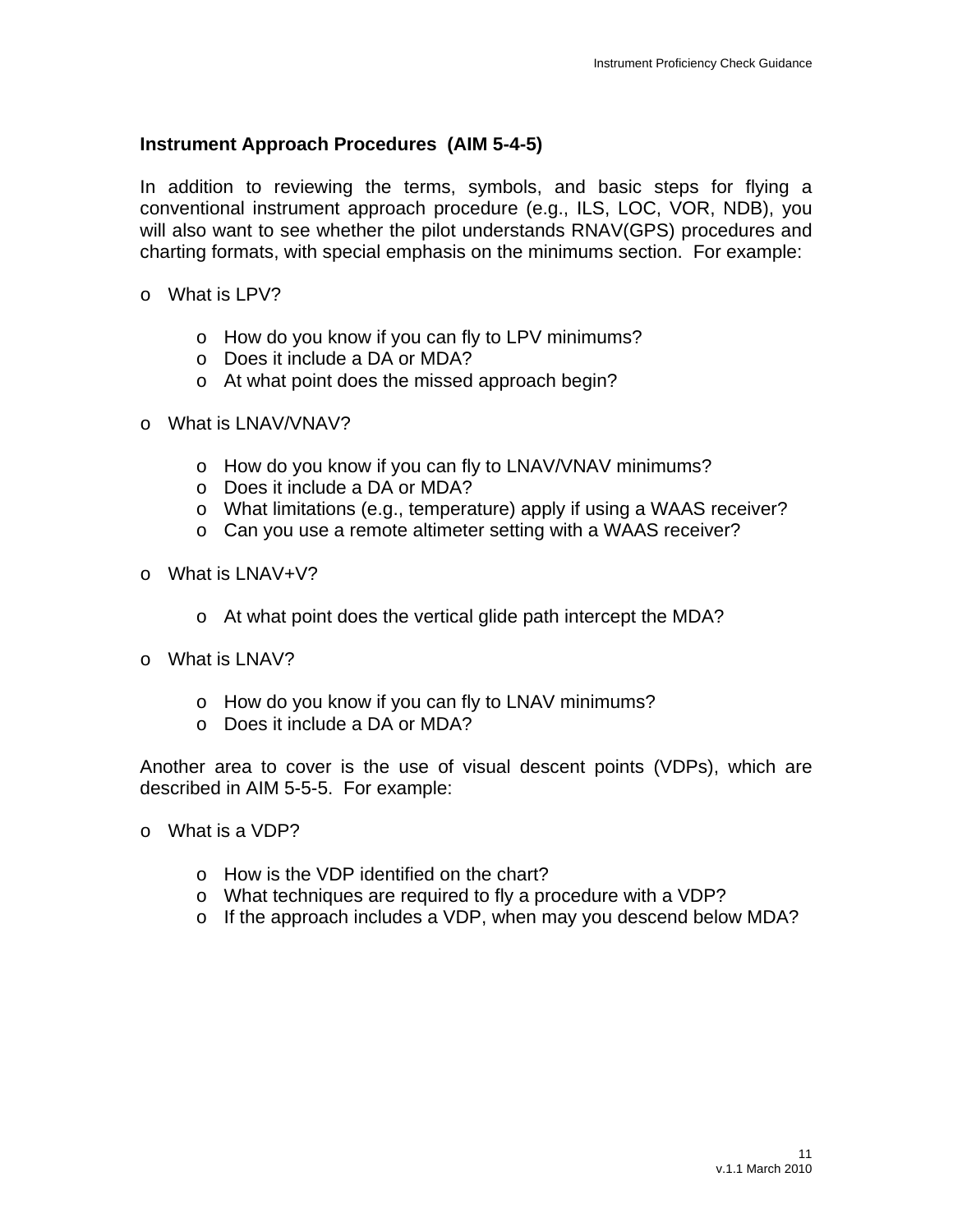### Instrument Approach Procedures (AIM 5-4-5)

In addition to reviewing the terms, symbols, and basic steps for flying a conventional instrument approach procedure (e.g., ILS, LOC, VOR, NDB), you will also want to see whether the pilot understands RNAV(GPS) procedures and charting formats, with special emphasis on the minimums section. For example:

- What is LPV?
    - How do you know if you can fly to LPV minimums?
    - Does it include a DA or MDA?
    - At what point does the missed approach begin?
- What is LNAV/VNAV?
    - How do you know if you can fly to LNAV/VNAV minimums?
    - Does it include a DA or MDA?
    - What limitations (e.g., temperature) apply if using a WAAS receiver?
    - Can you use a remote altimeter setting with a WAAS receiver?
- What is LNAV+V?
    - At what point does the vertical glide path intercept the MDA?
- What is LNAV?
    - How do you know if you can fly to LNAV minimums?
    - Does it include a DA or MDA?

Another area to cover is the use of visual descent points (VDPs), which are described in AIM 5-5-5. For example:

- What is a VDP?
    - How is the VDP identified on the chart?
    - What techniques are required to fly a procedure with a VDP?
    - If the approach includes a VDP, when may you descend below MDA?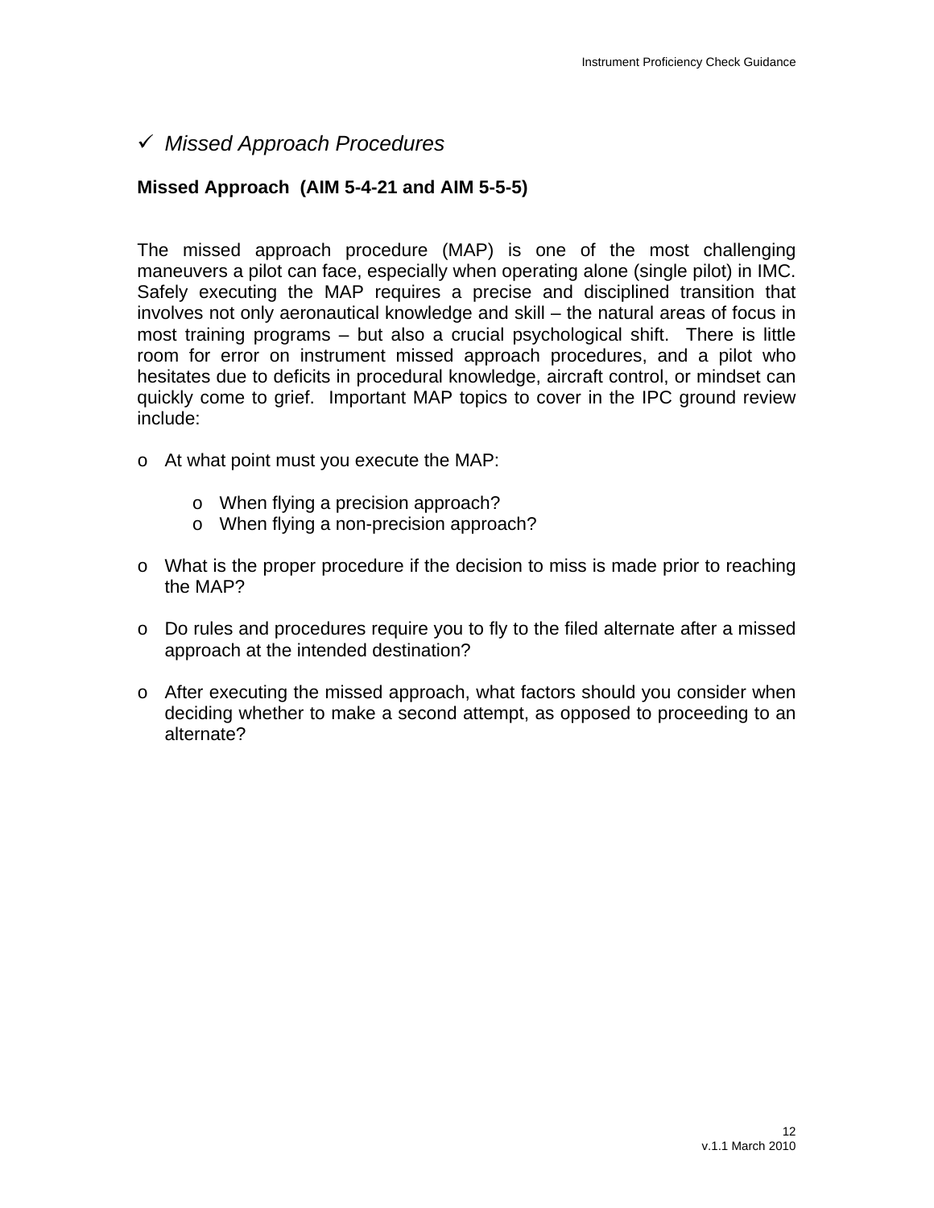## ✓ *Missed Approach Procedures*

**Missed Approach (AIM 5-4-21 and AIM 5-5-5)**

The missed approach procedure (MAP) is one of the most challenging maneuvers a pilot can face, especially when operating alone (single pilot) in IMC. Safely executing the MAP requires a precise and disciplined transition that involves not only aeronautical knowledge and skill – the natural areas of focus in most training programs – but also a crucial psychological shift. There is little room for error on instrument missed approach procedures, and a pilot who hesitates due to deficits in procedural knowledge, aircraft control, or mindset can quickly come to grief. Important MAP topics to cover in the IPC ground review include:

- At what point must you execute the MAP:
  - When flying a precision approach?
  - When flying a non-precision approach?
- What is the proper procedure if the decision to miss is made prior to reaching the MAP?
- Do rules and procedures require you to fly to the filed alternate after a missed approach at the intended destination?
- After executing the missed approach, what factors should you consider when deciding whether to make a second attempt, as opposed to proceeding to an alternate?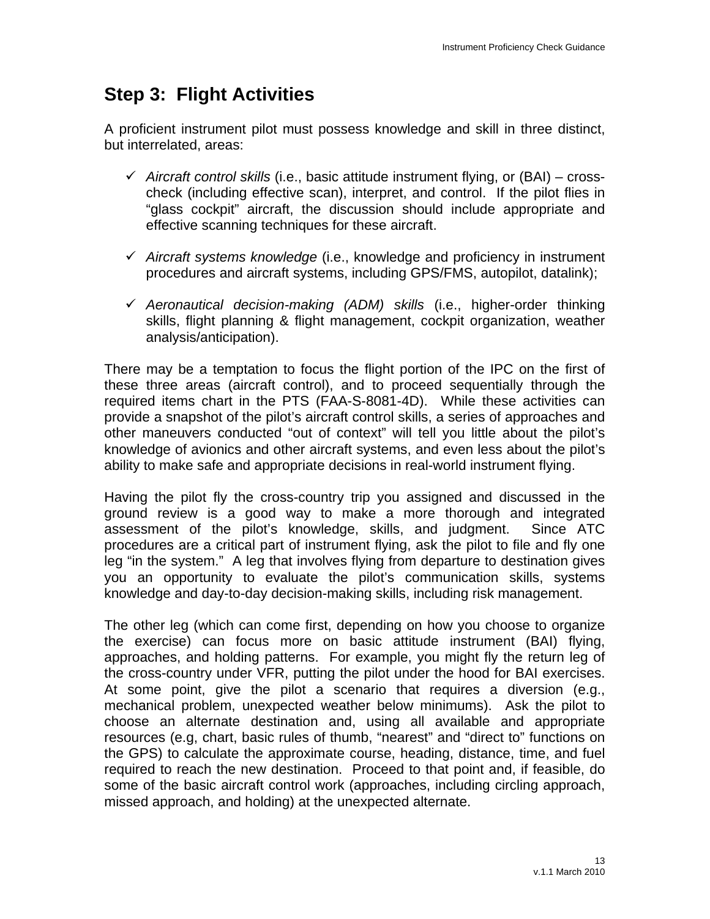## Step 3: Flight Activities

A proficient instrument pilot must possess knowledge and skill in three distinct, but interrelated, areas:

- ✓ *Aircraft control skills* (i.e., basic attitude instrument flying, or (BAI) – cross-check (including effective scan), interpret, and control. If the pilot flies in “glass cockpit” aircraft, the discussion should include appropriate and effective scanning techniques for these aircraft.

- ✓ *Aircraft systems knowledge* (i.e., knowledge and proficiency in instrument procedures and aircraft systems, including GPS/FMS, autopilot, datalink);

- ✓ *Aeronautical decision-making (ADM) skills* (i.e., higher-order thinking skills, flight planning & flight management, cockpit organization, weather analysis/anticipation).

There may be a temptation to focus the flight portion of the IPC on the first of these three areas (aircraft control), and to proceed sequentially through the required items chart in the PTS (FAA-S-8081-4D). While these activities can provide a snapshot of the pilot’s aircraft control skills, a series of approaches and other maneuvers conducted “out of context” will tell you little about the pilot’s knowledge of avionics and other aircraft systems, and even less about the pilot’s ability to make safe and appropriate decisions in real-world instrument flying.

Having the pilot fly the cross-country trip you assigned and discussed in the ground review is a good way to make a more thorough and integrated assessment of the pilot’s knowledge, skills, and judgment. Since ATC procedures are a critical part of instrument flying, ask the pilot to file and fly one leg “in the system.” A leg that involves flying from departure to destination gives you an opportunity to evaluate the pilot’s communication skills, systems knowledge and day-to-day decision-making skills, including risk management.

The other leg (which can come first, depending on how you choose to organize the exercise) can focus more on basic attitude instrument (BAI) flying, approaches, and holding patterns. For example, you might fly the return leg of the cross-country under VFR, putting the pilot under the hood for BAI exercises. At some point, give the pilot a scenario that requires a diversion (e.g., mechanical problem, unexpected weather below minimums). Ask the pilot to choose an alternate destination and, using all available and appropriate resources (e.g, chart, basic rules of thumb, “nearest” and “direct to” functions on the GPS) to calculate the approximate course, heading, distance, time, and fuel required to reach the new destination. Proceed to that point and, if feasible, do some of the basic aircraft control work (approaches, including circling approach, missed approach, and holding) at the unexpected alternate.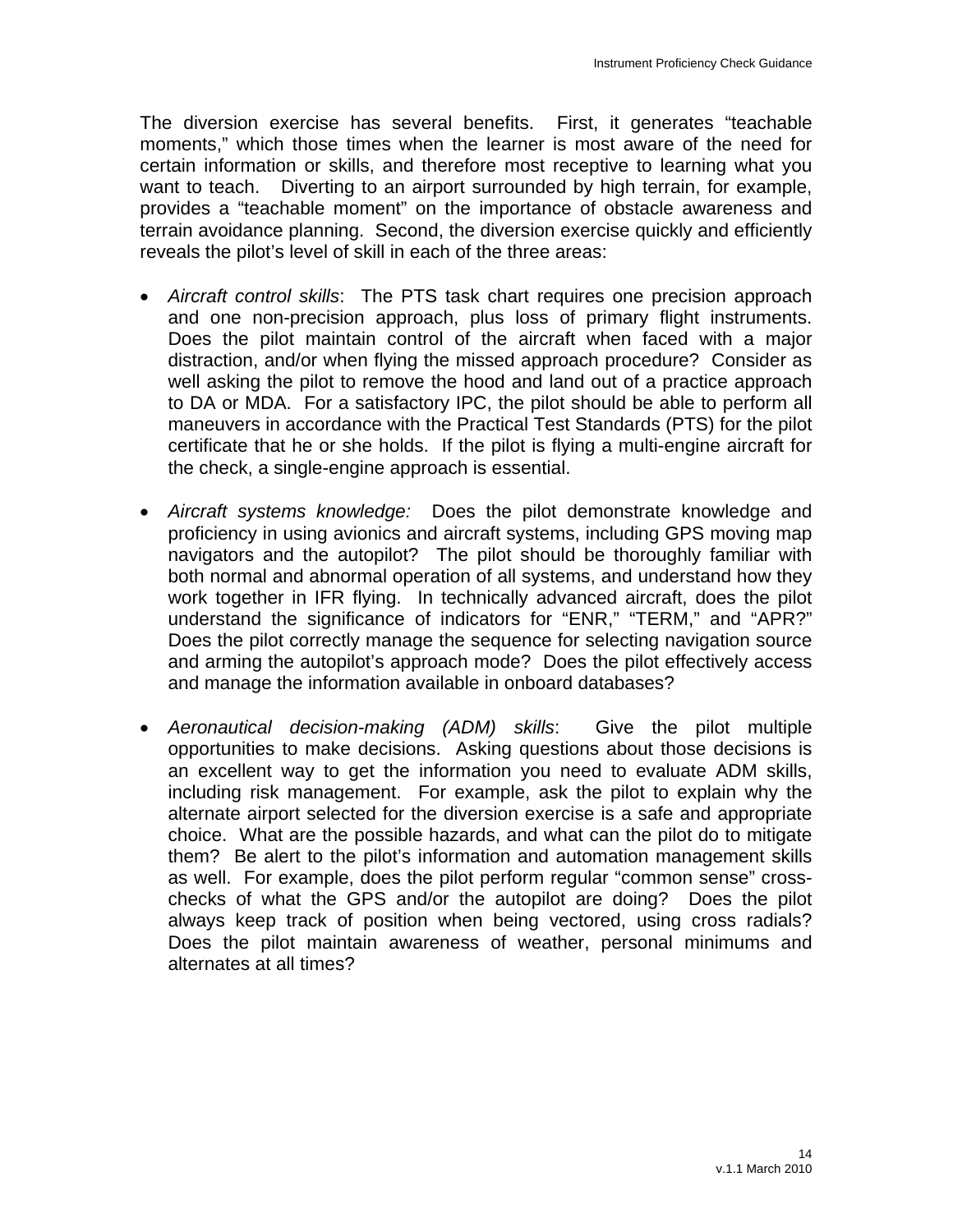The diversion exercise has several benefits. First, it generates "teachable moments," which those times when the learner is most aware of the need for certain information or skills, and therefore most receptive to learning what you want to teach. Diverting to an airport surrounded by high terrain, for example, provides a "teachable moment" on the importance of obstacle awareness and terrain avoidance planning. Second, the diversion exercise quickly and efficiently reveals the pilot's level of skill in each of the three areas:

- *Aircraft control skills*: The PTS task chart requires one precision approach and one non-precision approach, plus loss of primary flight instruments. Does the pilot maintain control of the aircraft when faced with a major distraction, and/or when flying the missed approach procedure? Consider as well asking the pilot to remove the hood and land out of a practice approach to DA or MDA. For a satisfactory IPC, the pilot should be able to perform all maneuvers in accordance with the Practical Test Standards (PTS) for the pilot certificate that he or she holds. If the pilot is flying a multi-engine aircraft for the check, a single-engine approach is essential.

- *Aircraft systems knowledge:* Does the pilot demonstrate knowledge and proficiency in using avionics and aircraft systems, including GPS moving map navigators and the autopilot? The pilot should be thoroughly familiar with both normal and abnormal operation of all systems, and understand how they work together in IFR flying. In technically advanced aircraft, does the pilot understand the significance of indicators for "ENR," "TERM," and "APR?" Does the pilot correctly manage the sequence for selecting navigation source and arming the autopilot's approach mode? Does the pilot effectively access and manage the information available in onboard databases?

- *Aeronautical decision-making (ADM) skills*: Give the pilot multiple opportunities to make decisions. Asking questions about those decisions is an excellent way to get the information you need to evaluate ADM skills, including risk management. For example, ask the pilot to explain why the alternate airport selected for the diversion exercise is a safe and appropriate choice. What are the possible hazards, and what can the pilot do to mitigate them? Be alert to the pilot's information and automation management skills as well. For example, does the pilot perform regular "common sense" cross-checks of what the GPS and/or the autopilot are doing? Does the pilot always keep track of position when being vectored, using cross radials? Does the pilot maintain awareness of weather, personal minimums and alternates at all times?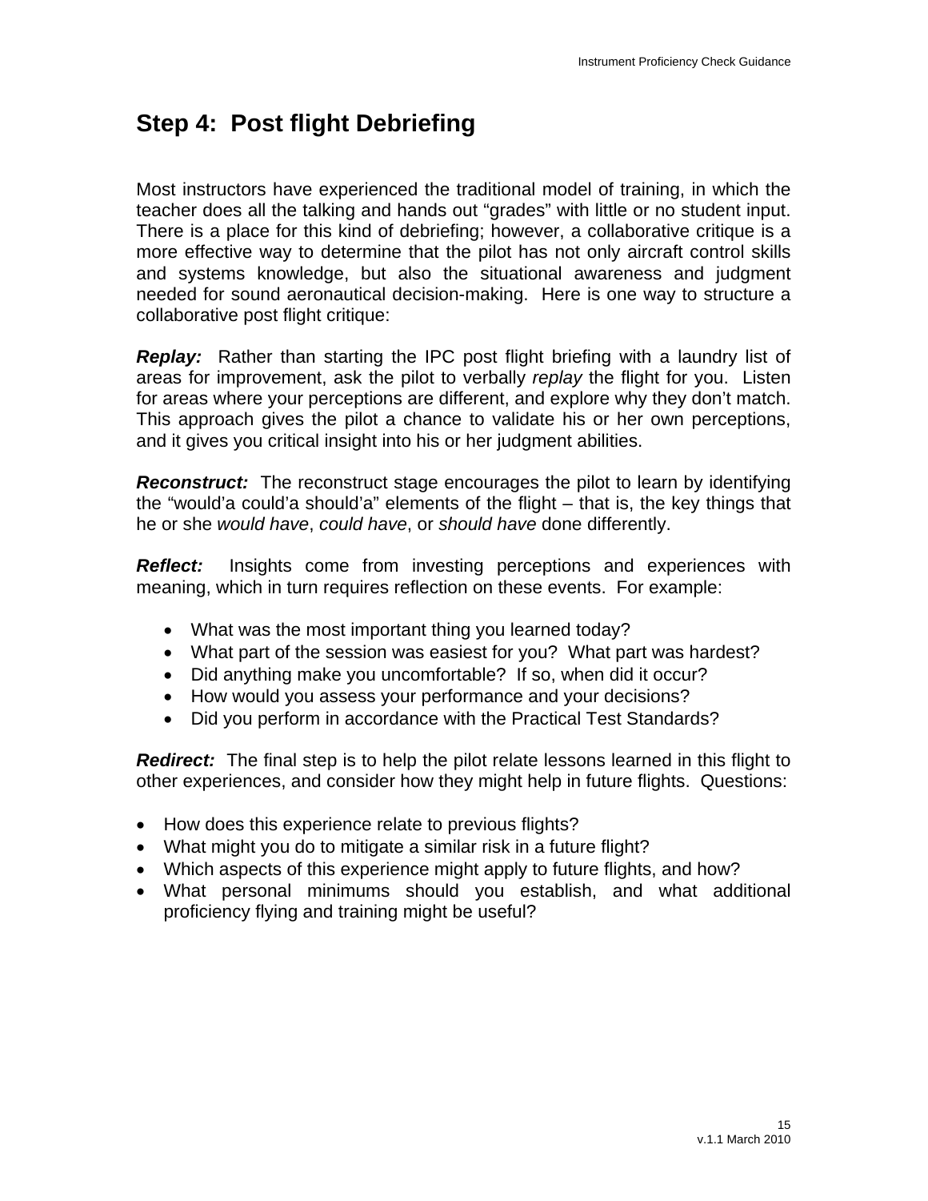## Step 4: Post flight Debriefing

Most instructors have experienced the traditional model of training, in which the teacher does all the talking and hands out "grades" with little or no student input. There is a place for this kind of debriefing; however, a collaborative critique is a more effective way to determine that the pilot has not only aircraft control skills and systems knowledge, but also the situational awareness and judgment needed for sound aeronautical decision-making. Here is one way to structure a collaborative post flight critique:

***Replay:*** Rather than starting the IPC post flight briefing with a laundry list of areas for improvement, ask the pilot to verbally *replay* the flight for you. Listen for areas where your perceptions are different, and explore why they don't match. This approach gives the pilot a chance to validate his or her own perceptions, and it gives you critical insight into his or her judgment abilities.

***Reconstruct:*** The reconstruct stage encourages the pilot to learn by identifying the "would'a could'a should'a" elements of the flight – that is, the key things that he or she *would have*, *could have*, or *should have* done differently.

***Reflect:*** Insights come from investing perceptions and experiences with meaning, which in turn requires reflection on these events. For example:

- What was the most important thing you learned today?
- What part of the session was easiest for you? What part was hardest?
- Did anything make you uncomfortable? If so, when did it occur?
- How would you assess your performance and your decisions?
- Did you perform in accordance with the Practical Test Standards?

***Redirect:*** The final step is to help the pilot relate lessons learned in this flight to other experiences, and consider how they might help in future flights. Questions:

- How does this experience relate to previous flights?
- What might you do to mitigate a similar risk in a future flight?
- Which aspects of this experience might apply to future flights, and how?
- What personal minimums should you establish, and what additional proficiency flying and training might be useful?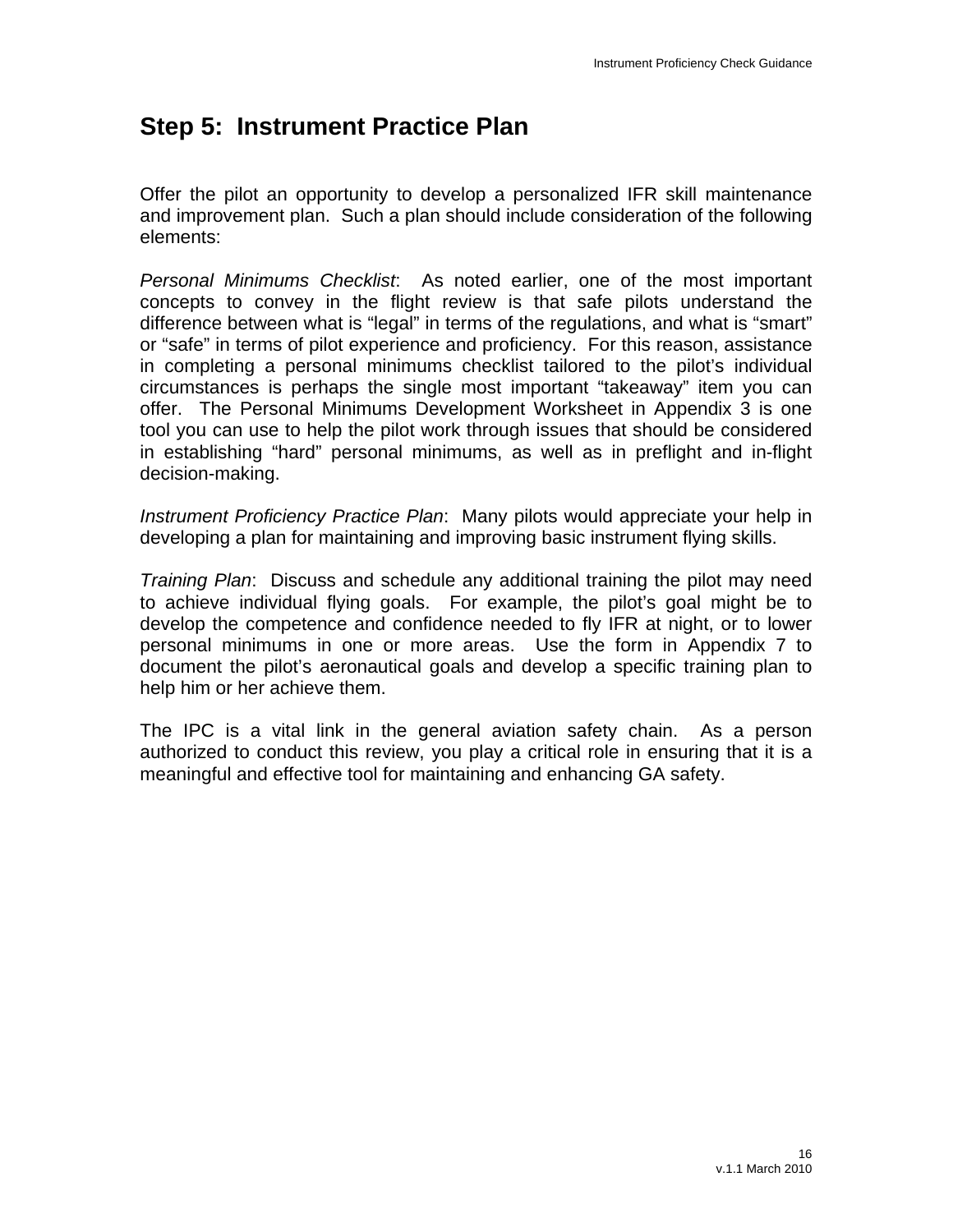## Step 5: Instrument Practice Plan

Offer the pilot an opportunity to develop a personalized IFR skill maintenance and improvement plan. Such a plan should include consideration of the following elements:

*Personal Minimums Checklist*: As noted earlier, one of the most important concepts to convey in the flight review is that safe pilots understand the difference between what is "legal" in terms of the regulations, and what is "smart" or "safe" in terms of pilot experience and proficiency. For this reason, assistance in completing a personal minimums checklist tailored to the pilot's individual circumstances is perhaps the single most important "takeaway" item you can offer. The Personal Minimums Development Worksheet in Appendix 3 is one tool you can use to help the pilot work through issues that should be considered in establishing "hard" personal minimums, as well as in preflight and in-flight decision-making.

*Instrument Proficiency Practice Plan*: Many pilots would appreciate your help in developing a plan for maintaining and improving basic instrument flying skills.

*Training Plan*: Discuss and schedule any additional training the pilot may need to achieve individual flying goals. For example, the pilot's goal might be to develop the competence and confidence needed to fly IFR at night, or to lower personal minimums in one or more areas. Use the form in Appendix 7 to document the pilot's aeronautical goals and develop a specific training plan to help him or her achieve them.

The IPC is a vital link in the general aviation safety chain. As a person authorized to conduct this review, you play a critical role in ensuring that it is a meaningful and effective tool for maintaining and enhancing GA safety.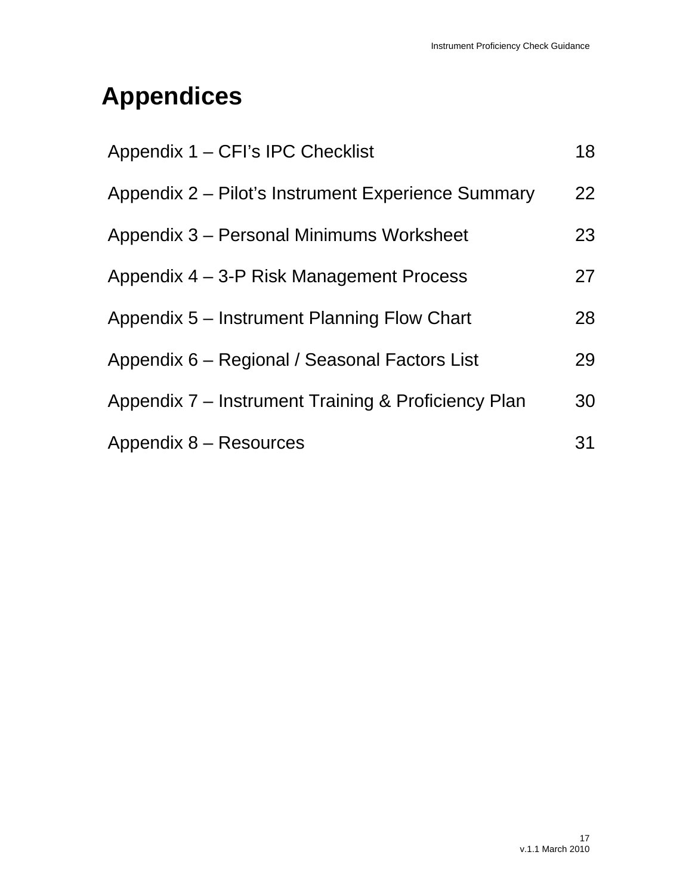# Appendices

| | |
|---|---|
| Appendix 1 – CFI's IPC Checklist | 18 |
| Appendix 2 – Pilot's Instrument Experience Summary | 22 |
| Appendix 3 – Personal Minimums Worksheet | 23 |
| Appendix 4 – 3-P Risk Management Process | 27 |
| Appendix 5 – Instrument Planning Flow Chart | 28 |
| Appendix 6 – Regional / Seasonal Factors List | 29 |
| Appendix 7 – Instrument Training & Proficiency Plan | 30 |
| Appendix 8 – Resources | 31 |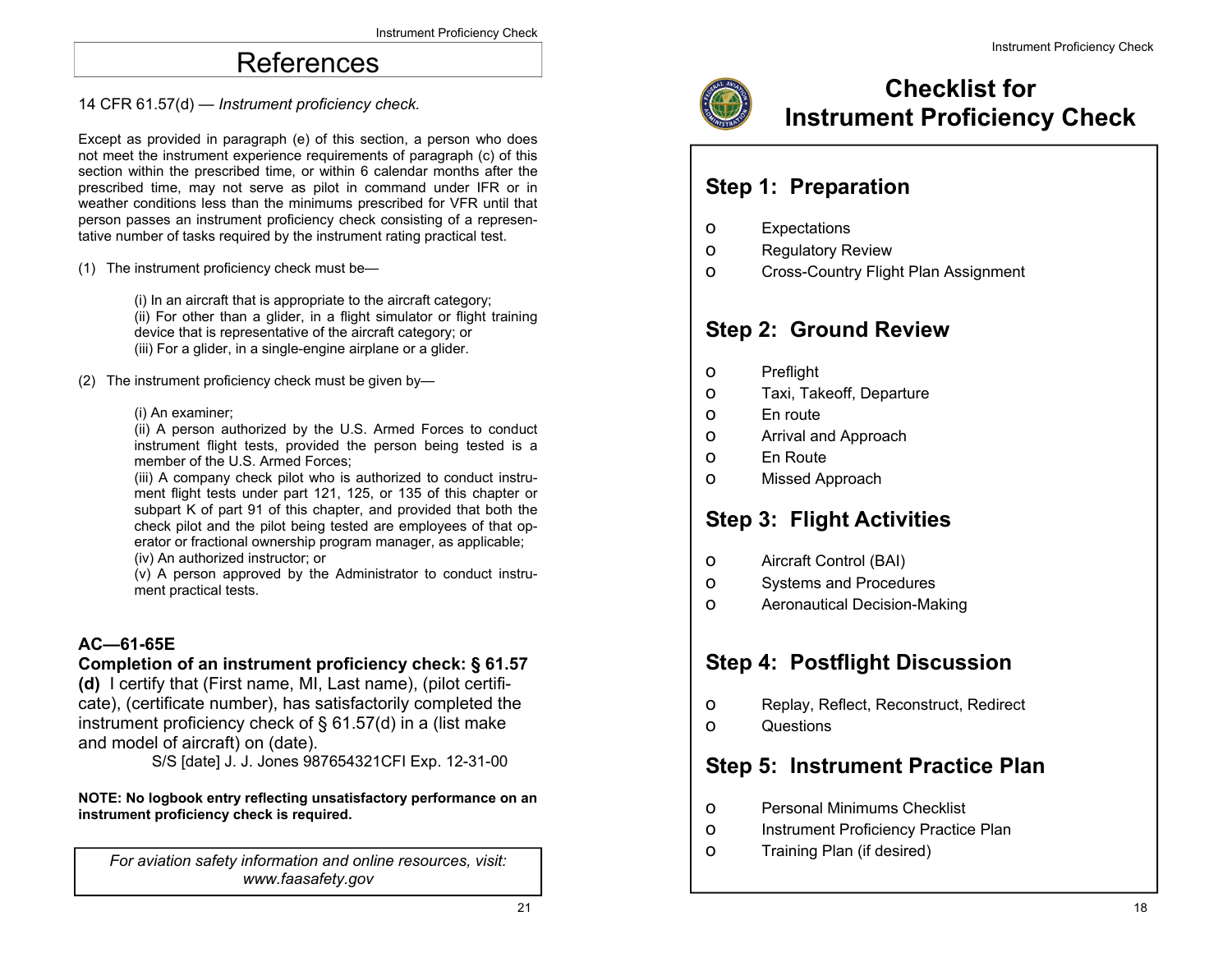# References

14 CFR 61.57(d) — *Instrument proficiency check.*

Except as provided in paragraph (e) of this section, a person who does not meet the instrument experience requirements of paragraph (c) of this section within the prescribed time, or within 6 calendar months after the prescribed time, may not serve as pilot in command under IFR or in weather conditions less than the minimums prescribed for VFR until that person passes an instrument proficiency check consisting of a representative number of tasks required by the instrument rating practical test.

(1) The instrument proficiency check must be—

> (i) In an aircraft that is appropriate to the aircraft category;
> (ii) For other than a glider, in a flight simulator or flight training device that is representative of the aircraft category; or
> (iii) For a glider, in a single-engine airplane or a glider.

(2) The instrument proficiency check must be given by—

> (i) An examiner;
> (ii) A person authorized by the U.S. Armed Forces to conduct instrument flight tests, provided the person being tested is a member of the U.S. Armed Forces;
> (iii) A company check pilot who is authorized to conduct instrument flight tests under part 121, 125, or 135 of this chapter or subpart K of part 91 of this chapter, and provided that both the check pilot and the pilot being tested are employees of that operator or fractional ownership program manager, as applicable;
> (iv) An authorized instructor; or
> (v) A person approved by the Administrator to conduct instrument practical tests.

**AC—61-65E**

**Completion of an instrument proficiency check: § 61.57 (d)** I certify that (First name, MI, Last name), (pilot certificate), (certificate number), has satisfactorily completed the instrument proficiency check of § 61.57(d) in a (list make and model of aircraft) on (date).

S/S [date] J. J. Jones 987654321CFI Exp. 12-31-00

**NOTE: No logbook entry reflecting unsatisfactory performance on an instrument proficiency check is required.**

*For aviation safety information and online resources, visit: www.faasafety.gov*

# Checklist for Instrument Proficiency Check

## Step 1: Preparation

- o Expectations
- o Regulatory Review
- o Cross-Country Flight Plan Assignment

## Step 2: Ground Review

- o Preflight
- o Taxi, Takeoff, Departure
- o En route
- o Arrival and Approach
- o En Route
- o Missed Approach

## Step 3: Flight Activities

- o Aircraft Control (BAI)
- o Systems and Procedures
- o Aeronautical Decision-Making

## Step 4: Postflight Discussion

- o Replay, Reflect, Reconstruct, Redirect
- o Questions

## Step 5: Instrument Practice Plan

- o Personal Minimums Checklist
- o Instrument Proficiency Practice Plan
- o Training Plan (if desired)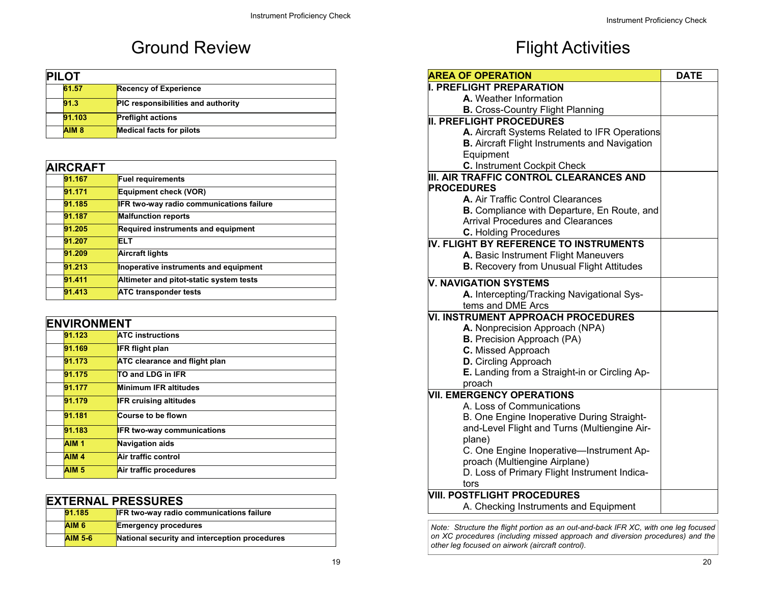# Ground Review

| PILOT | |
|---|---|
| 61.57 | Recency of Experience |
| 91.3 | PIC responsibilities and authority |
| 91.103 | Preflight actions |
| AIM 8 | Medical facts for pilots |

| AIRCRAFT | |
|---|---|
| 91.167 | Fuel requirements |
| 91.171 | Equipment check (VOR) |
| 91.185 | IFR two-way radio communications failure |
| 91.187 | Malfunction reports |
| 91.205 | Required instruments and equipment |
| 91.207 | ELT |
| 91.209 | Aircraft lights |
| 91.213 | Inoperative instruments and equipment |
| 91.411 | Altimeter and pitot-static system tests |
| 91.413 | ATC transponder tests |

| ENVIRONMENT | |
|---|---|
| 91.123 | ATC instructions |
| 91.169 | IFR flight plan |
| 91.173 | ATC clearance and flight plan |
| 91.175 | TO and LDG in IFR |
| 91.177 | Minimum IFR altitudes |
| 91.179 | IFR cruising altitudes |
| 91.181 | Course to be flown |
| 91.183 | IFR two-way communications |
| AIM 1 | Navigation aids |
| AIM 4 | Air traffic control |
| AIM 5 | Air traffic procedures |

| EXTERNAL PRESSURES | |
|---|---|
| 91.185 | IFR two-way radio communications failure |
| AIM 6 | Emergency procedures |
| AIM 5-6 | National security and interception procedures |

# Flight Activities

| AREA OF OPERATION | DATE |
|---|---|
| **I. PREFLIGHT PREPARATION**<br>**A.** Weather Information<br>**B.** Cross-Country Flight Planning | |
| **II. PREFLIGHT PROCEDURES**<br>**A.** Aircraft Systems Related to IFR Operations<br>**B.** Aircraft Flight Instruments and Navigation Equipment<br>**C.** Instrument Cockpit Check | |
| **III. AIR TRAFFIC CONTROL CLEARANCES AND PROCEDURES**<br>**A.** Air Traffic Control Clearances<br>**B.** Compliance with Departure, En Route, and Arrival Procedures and Clearances<br>**C.** Holding Procedures | |
| **IV. FLIGHT BY REFERENCE TO INSTRUMENTS**<br>**A.** Basic Instrument Flight Maneuvers<br>**B.** Recovery from Unusual Flight Attitudes | |
| **V. NAVIGATION SYSTEMS**<br>**A.** Intercepting/Tracking Navigational Systems and DME Arcs | |
| **VI. INSTRUMENT APPROACH PROCEDURES**<br>**A.** Nonprecision Approach (NPA)<br>**B.** Precision Approach (PA)<br>**C.** Missed Approach<br>**D.** Circling Approach<br>**E.** Landing from a Straight-in or Circling Approach | |
| **VII. EMERGENCY OPERATIONS**<br>A. Loss of Communications<br>B. One Engine Inoperative During Straight-and-Level Flight and Turns (Multiengine Airplane)<br>C. One Engine Inoperative—Instrument Approach (Multiengine Airplane)<br>D. Loss of Primary Flight Instrument Indicators | |
| **VIII. POSTFLIGHT PROCEDURES**<br>A. Checking Instruments and Equipment | |

*Note: Structure the flight portion as an out-and-back IFR XC, with one leg focused on XC procedures (including missed approach and diversion procedures) and the other leg focused on airwork (aircraft control).*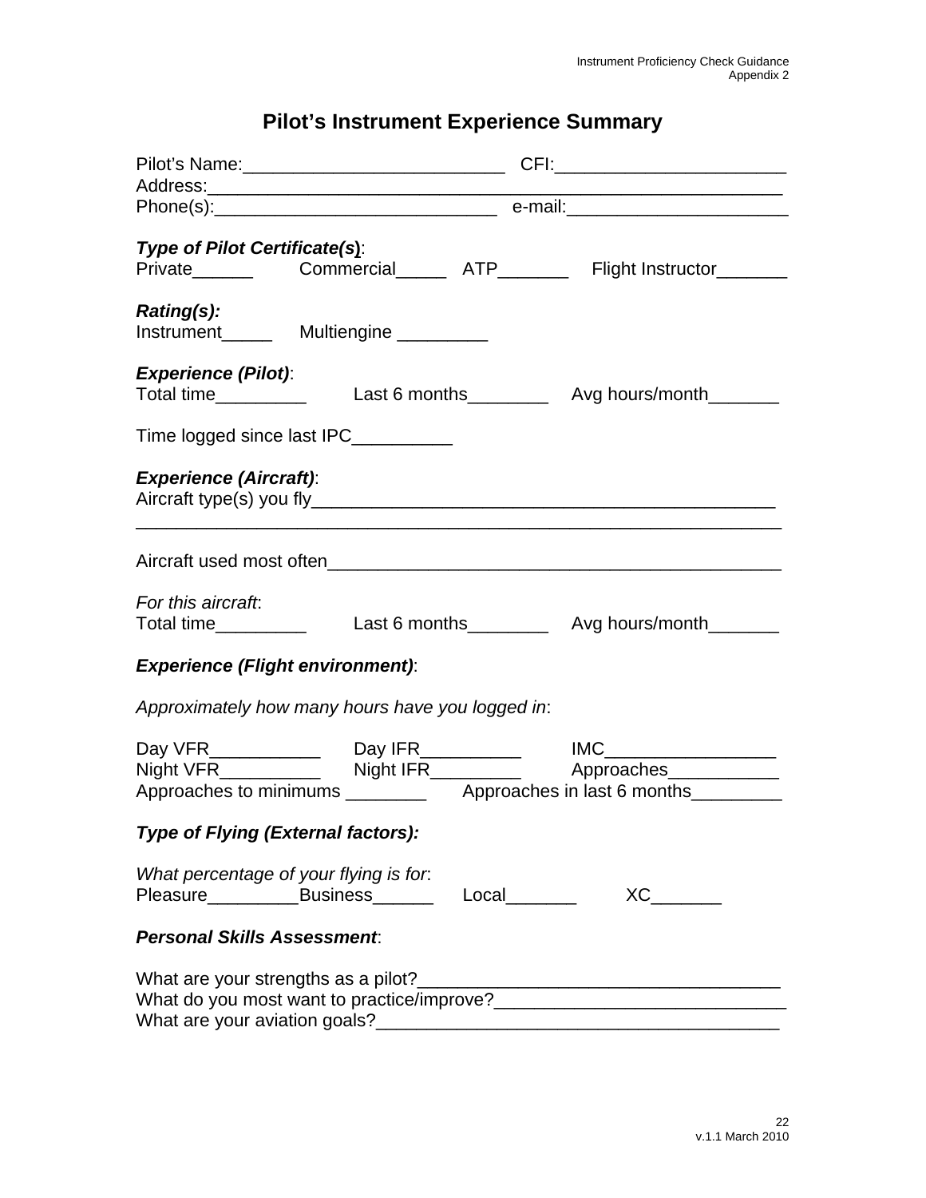# Pilot's Instrument Experience Summary

Pilot's Name:_________________________ CFI:______________________
Address:_______________________________________________________
Phone(s):___________________________ e-mail:_____________________

***Type of Pilot Certificate(s)***:
Private______ Commercial_____ ATP_______ Flight Instructor_______

***Rating(s):***
Instrument_____ Multiengine _________

***Experience (Pilot)***:
Total time_________ Last 6 months________ Avg hours/month_______

Time logged since last IPC__________

***Experience (Aircraft)***:
Aircraft type(s) you fly_____________________________________________
_______________________________________________________________

Aircraft used most often____________________________________________

*For this aircraft*:
Total time_________ Last 6 months________ Avg hours/month_______

***Experience (Flight environment)***:

*Approximately how many hours have you logged in*:

Day VFR___________ Day IFR__________ IMC_________________
Night VFR__________ Night IFR_________ Approaches___________
Approaches to minimums ________ Approaches in last 6 months_________

***Type of Flying (External factors):***

*What percentage of your flying is for*:
Pleasure_________Business______ Local_______ XC_______

***Personal Skills Assessment***:

What are your strengths as a pilot?___________________________________
What do you most want to practice/improve?_____________________________
What are your aviation goals?_________________________________________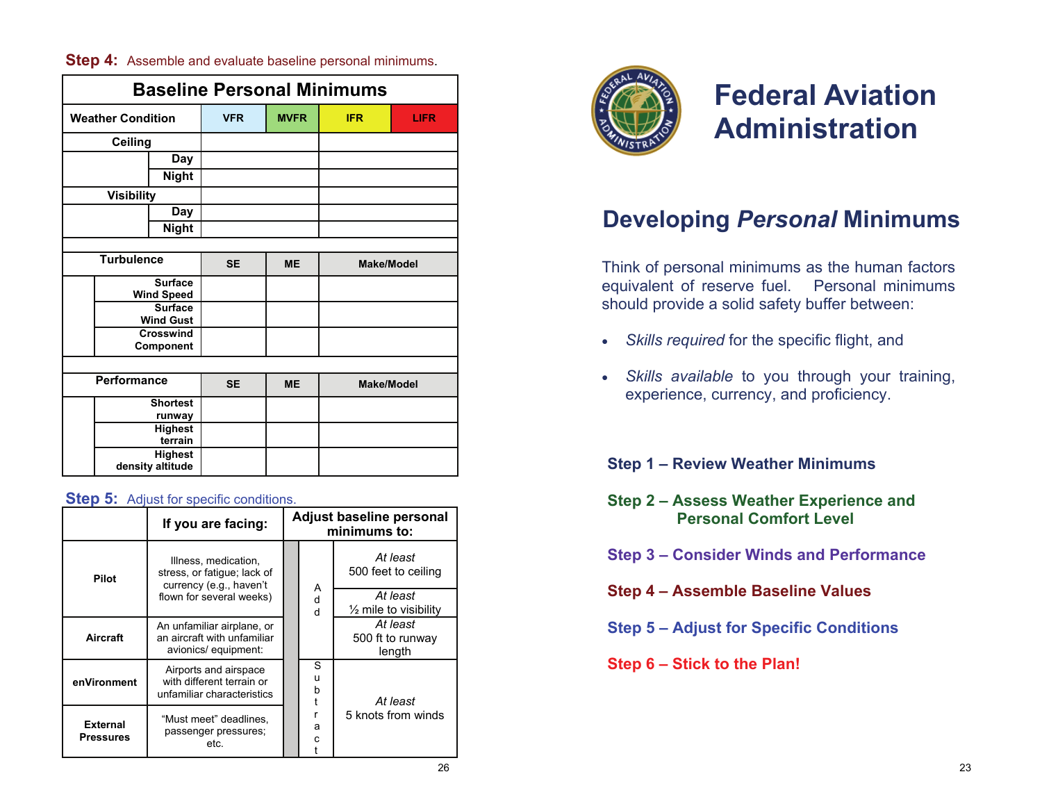**Step 4:** Assemble and evaluate baseline personal minimums.

| Baseline Personal Minimums | | | | | |
|---|---|---|---|---|---|
| **Weather Condition** | | **VFR** | **MVFR** | **IFR** | **LIFR** |
| **Ceiling** | | | | | |
| | **Day** | | | | |
| | **Night** | | | | |
| **Visibility** | | | | | |
| | **Day** | | | | |
| | **Night** | | | | |
| | | | | | |
| **Turbulence** | | **SE** | **ME** | **Make/Model** | |
| | **Surface Wind Speed** | | | | |
| | **Surface Wind Gust** | | | | |
| | **Crosswind Component** | | | | |
| | | | | | |
| **Performance** | | **SE** | **ME** | **Make/Model** | |
| | **Shortest runway** | | | | |
| | **Highest terrain** | | | | |
| | **Highest density altitude** | | | | |

**Step 5:** Adjust for specific conditions.

| | If you are facing: | | Adjust baseline personal minimums to: |
|---|---|---|---|
| **Pilot** | Illness, medication, stress, or fatigue; lack of currency (e.g., haven't flown for several weeks) | Add | *At least* 500 feet to ceiling |
| | | Add | *At least* ½ mile to visibility |
| **Aircraft** | An unfamiliar airplane, or an aircraft with unfamiliar avionics/ equipment: | Add | *At least* 500 ft to runway length |
| **enVironment** | Airports and airspace with different terrain or unfamiliar characteristics | Subtract | *At least* 5 knots from winds |
| **External Pressures** | "Must meet" deadlines, passenger pressures; etc. | Subtract | *At least* 5 knots from winds |

# Federal Aviation Administration

## Developing *Personal* Minimums

Think of personal minimums as the human factors equivalent of reserve fuel. Personal minimums should provide a solid safety buffer between:

- *Skills required* for the specific flight, and
- *Skills available* to you through your training, experience, currency, and proficiency.

**Step 1 – Review Weather Minimums**

**Step 2 – Assess Weather Experience and Personal Comfort Level**

**Step 3 – Consider Winds and Performance**

**Step 4 – Assemble Baseline Values**

**Step 5 – Adjust for Specific Conditions**

**Step 6 – Stick to the Plan!**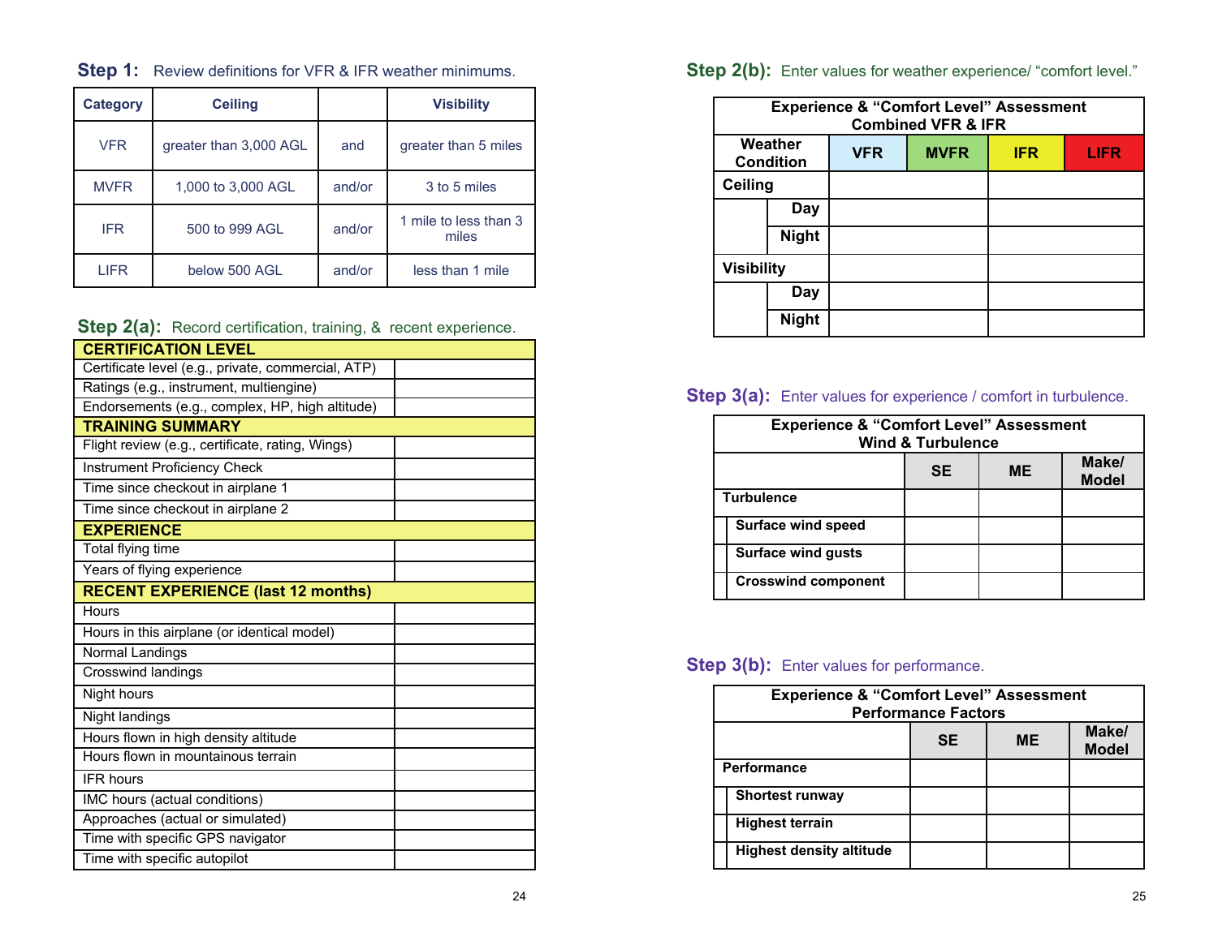## Step 1: Review definitions for VFR & IFR weather minimums.

| Category | Ceiling | | Visibility |
|---|---|---|---|
| VFR | greater than 3,000 AGL | and | greater than 5 miles |
| MVFR | 1,000 to 3,000 AGL | and/or | 3 to 5 miles |
| IFR | 500 to 999 AGL | and/or | 1 mile to less than 3 miles |
| LIFR | below 500 AGL | and/or | less than 1 mile |

## Step 2(a): Record certification, training, & recent experience.

| CERTIFICATION LEVEL | |
|---|---|
| Certificate level (e.g., private, commercial, ATP) | |
| Ratings (e.g., instrument, multiengine) | |
| Endorsements (e.g., complex, HP, high altitude) | |
| **TRAINING SUMMARY** | |
| Flight review (e.g., certificate, rating, Wings) | |
| Instrument Proficiency Check | |
| Time since checkout in airplane 1 | |
| Time since checkout in airplane 2 | |
| **EXPERIENCE** | |
| Total flying time | |
| Years of flying experience | |
| **RECENT EXPERIENCE (last 12 months)** | |
| Hours | |
| Hours in this airplane (or identical model) | |
| Normal Landings | |
| Crosswind landings | |
| Night hours | |
| Night landings | |
| Hours flown in high density altitude | |
| Hours flown in mountainous terrain | |
| IFR hours | |
| IMC hours (actual conditions) | |
| Approaches (actual or simulated) | |
| Time with specific GPS navigator | |
| Time with specific autopilot | |

## Step 2(b): Enter values for weather experience/ "comfort level."

| Experience & "Comfort Level" Assessment Combined VFR & IFR | | | | | |
|---|---|---|---|---|---|
| Weather Condition | | VFR | MVFR | IFR | LIFR |
| Ceiling | | | | | |
| | Day | | | | |
| | Night | | | | |
| Visibility | | | | | |
| | Day | | | | |
| | Night | | | | |

## Step 3(a): Enter values for experience / comfort in turbulence.

| Experience & "Comfort Level" Assessment Wind & Turbulence | | | |
|---|---|---|---|
| | SE | ME | Make/ Model |
| Turbulence | | | |
| Surface wind speed | | | |
| Surface wind gusts | | | |
| Crosswind component | | | |

## Step 3(b): Enter values for performance.

| Experience & "Comfort Level" Assessment Performance Factors | | | |
|---|---|---|---|
| | SE | ME | Make/ Model |
| Performance | | | |
| Shortest runway | | | |
| Highest terrain | | | |
| Highest density altitude | | | |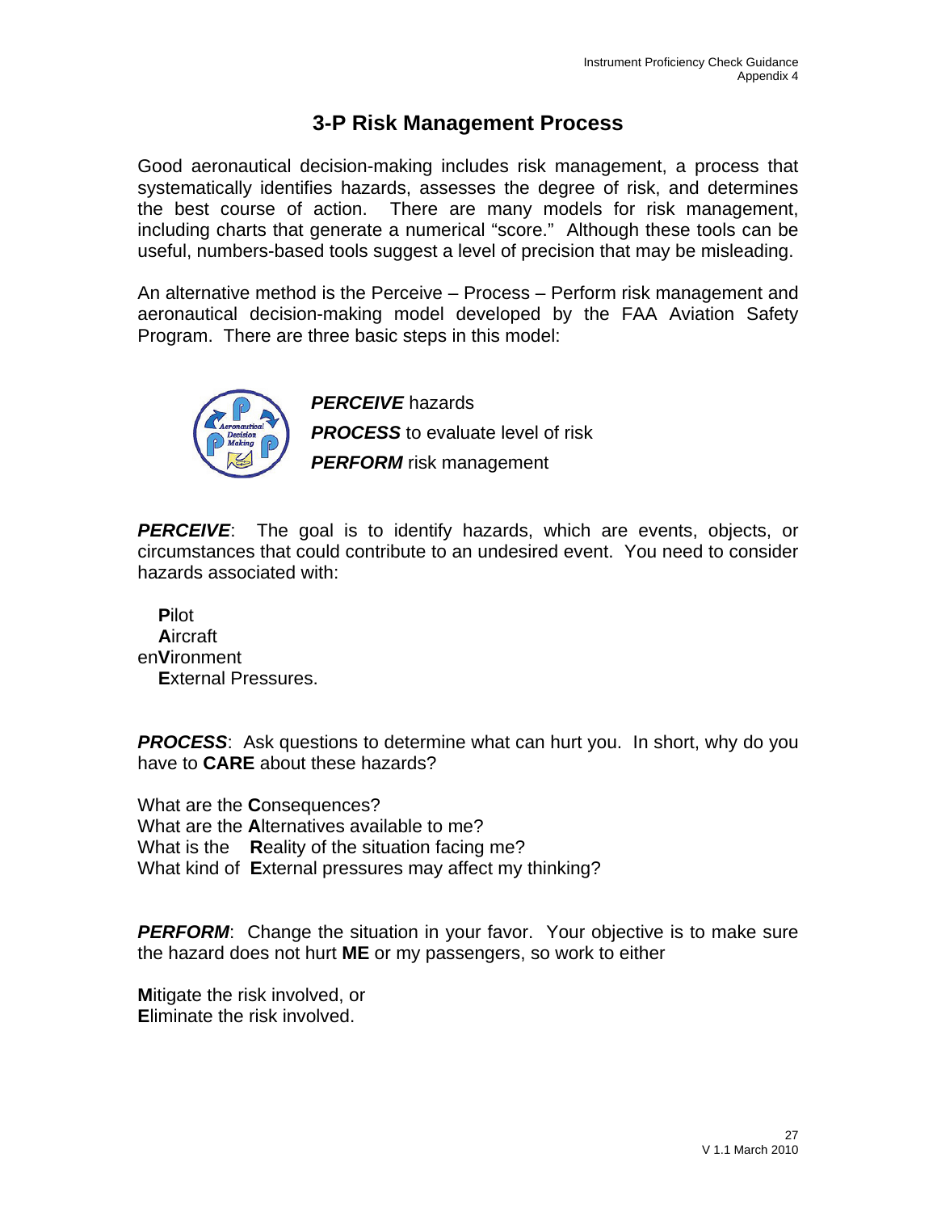# 3-P Risk Management Process

Good aeronautical decision-making includes risk management, a process that systematically identifies hazards, assesses the degree of risk, and determines the best course of action. There are many models for risk management, including charts that generate a numerical "score." Although these tools can be useful, numbers-based tools suggest a level of precision that may be misleading.

An alternative method is the Perceive – Process – Perform risk management and aeronautical decision-making model developed by the FAA Aviation Safety Program. There are three basic steps in this model:

***PERCEIVE*** hazards
***PROCESS*** to evaluate level of risk
***PERFORM*** risk management

***PERCEIVE***: The goal is to identify hazards, which are events, objects, or circumstances that could contribute to an undesired event. You need to consider hazards associated with:

**P**ilot
**A**ircraft
en**V**ironment
**E**xternal Pressures.

***PROCESS***: Ask questions to determine what can hurt you. In short, why do you have to **CARE** about these hazards?

What are the **C**onsequences?
What are the **A**lternatives available to me?
What is the **R**eality of the situation facing me?
What kind of **E**xternal pressures may affect my thinking?

***PERFORM***: Change the situation in your favor. Your objective is to make sure the hazard does not hurt **ME** or my passengers, so work to either

**M**itigate the risk involved, or
**E**liminate the risk involved.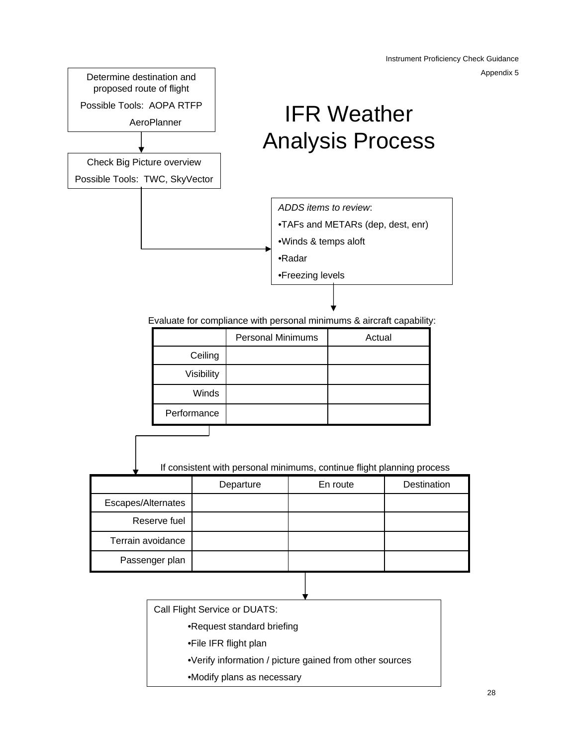# IFR Weather Analysis Process

Determine destination and proposed route of flight

Possible Tools: AOPA RTFP

AeroPlanner

Check Big Picture overview

Possible Tools: TWC, SkyVector

*ADDS items to review*:

- TAFs and METARs (dep, dest, enr)
- Winds & temps aloft
- Radar
- Freezing levels

Evaluate for compliance with personal minimums & aircraft capability:

| | Personal Minimums | Actual |
|---|---|---|
| Ceiling | | |
| Visibility | | |
| Winds | | |
| Performance | | |

If consistent with personal minimums, continue flight planning process

| | Departure | En route | Destination |
|---|---|---|---|
| Escapes/Alternates | | | |
| Reserve fuel | | | |
| Terrain avoidance | | | |
| Passenger plan | | | |

Call Flight Service or DUATS:

- Request standard briefing
- File IFR flight plan
- Verify information / picture gained from other sources
- Modify plans as necessary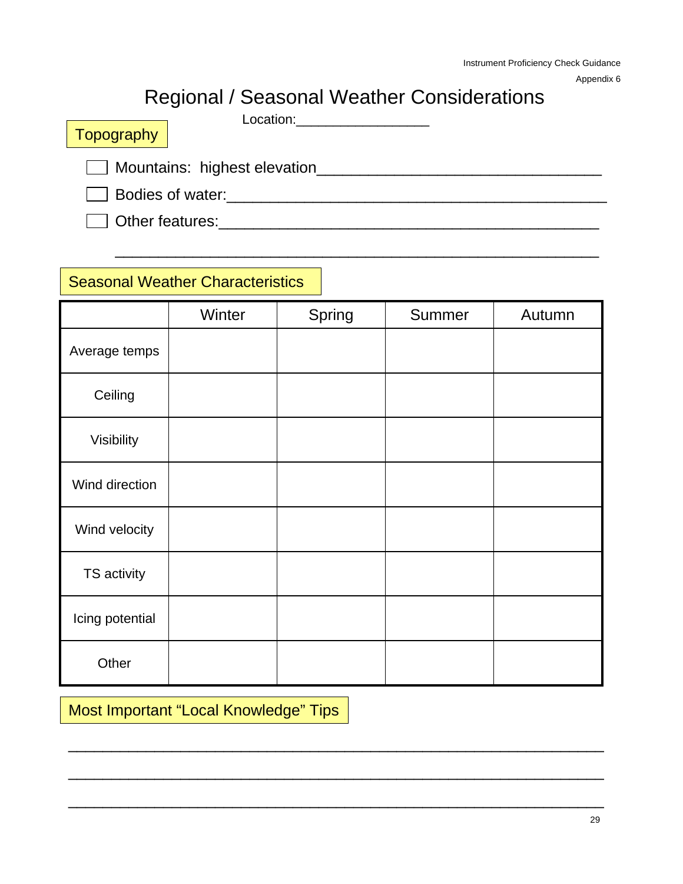# Regional / Seasonal Weather Considerations

Location:_________________

## Topography

- [ ] Mountains: highest elevation_________________________________
- [ ] Bodies of water:____________________________________________
- [ ] Other features:____________________________________________

________________________________________________________

## Seasonal Weather Characteristics

| | Winter | Spring | Summer | Autumn |
|---|---|---|---|---|
| Average temps | | | | |
| Ceiling | | | | |
| Visibility | | | | |
| Wind direction | | | | |
| Wind velocity | | | | |
| TS activity | | | | |
| Icing potential | | | | |
| Other | | | | |

## Most Important "Local Knowledge" Tips

________________________________________________________________

________________________________________________________________

________________________________________________________________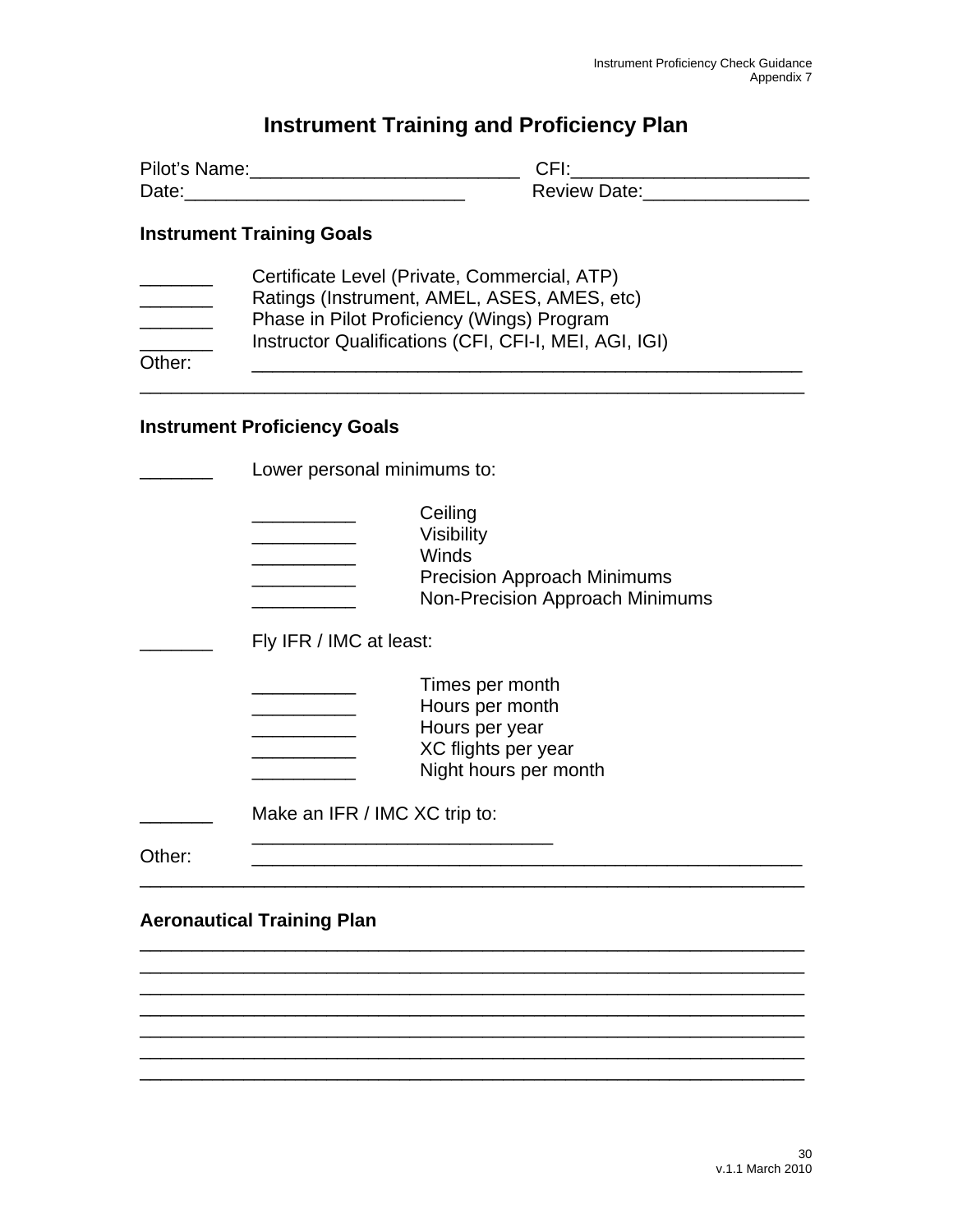# Instrument Training and Proficiency Plan

Pilot's Name:__________________________ CFI:_______________________

Date:___________________________ Review Date:________________

## Instrument Training Goals

_______ Certificate Level (Private, Commercial, ATP)

_______ Ratings (Instrument, AMEL, ASES, AMES, etc)

_______ Phase in Pilot Proficiency (Wings) Program

_______ Instructor Qualifications (CFI, CFI-I, MEI, AGI, IGI)

Other: ______________________________________________________

_________________________________________________________________

## Instrument Proficiency Goals

_______ Lower personal minimums to:

- __________ Ceiling
- __________ Visibility
- __________ Winds
- __________ Precision Approach Minimums
- __________ Non-Precision Approach Minimums

_______ Fly IFR / IMC at least:

- __________ Times per month
- __________ Hours per month
- __________ Hours per year
- __________ XC flights per year
- __________ Night hours per month

_______ Make an IFR / IMC XC trip to:

_____________________________

Other: ______________________________________________________

_________________________________________________________________

## Aeronautical Training Plan

_________________________________________________________________

_________________________________________________________________

_________________________________________________________________

_________________________________________________________________

_________________________________________________________________

_________________________________________________________________

_________________________________________________________________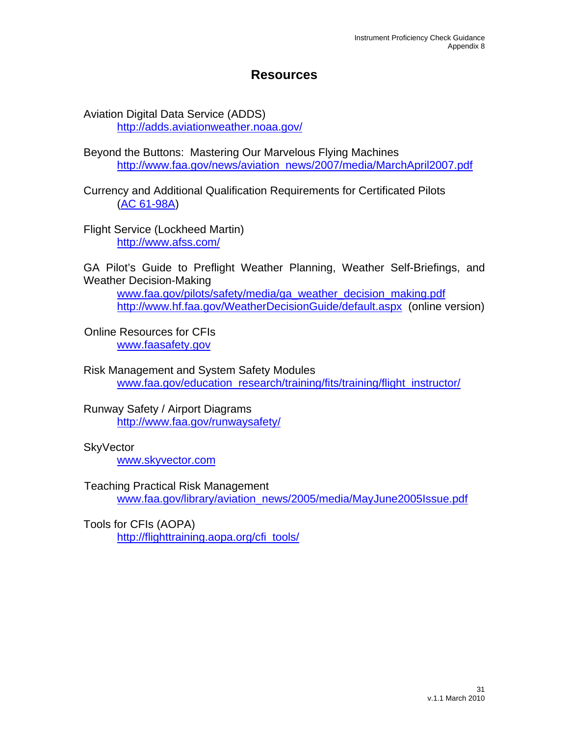# Resources

Aviation Digital Data Service (ADDS)
http://adds.aviationweather.noaa.gov/

Beyond the Buttons: Mastering Our Marvelous Flying Machines
http://www.faa.gov/news/aviation_news/2007/media/MarchApril2007.pdf

Currency and Additional Qualification Requirements for Certificated Pilots
(AC 61-98A)

Flight Service (Lockheed Martin)
http://www.afss.com/

GA Pilot's Guide to Preflight Weather Planning, Weather Self-Briefings, and Weather Decision-Making
www.faa.gov/pilots/safety/media/ga_weather_decision_making.pdf
http://www.hf.faa.gov/WeatherDecisionGuide/default.aspx (online version)

Online Resources for CFIs
www.faasafety.gov

Risk Management and System Safety Modules
www.faa.gov/education_research/training/fits/training/flight_instructor/

Runway Safety / Airport Diagrams
http://www.faa.gov/runwaysafety/

SkyVector
www.skyvector.com

Teaching Practical Risk Management
www.faa.gov/library/aviation_news/2005/media/MayJune2005Issue.pdf

Tools for CFIs (AOPA)
http://flighttraining.aopa.org/cfi_tools/